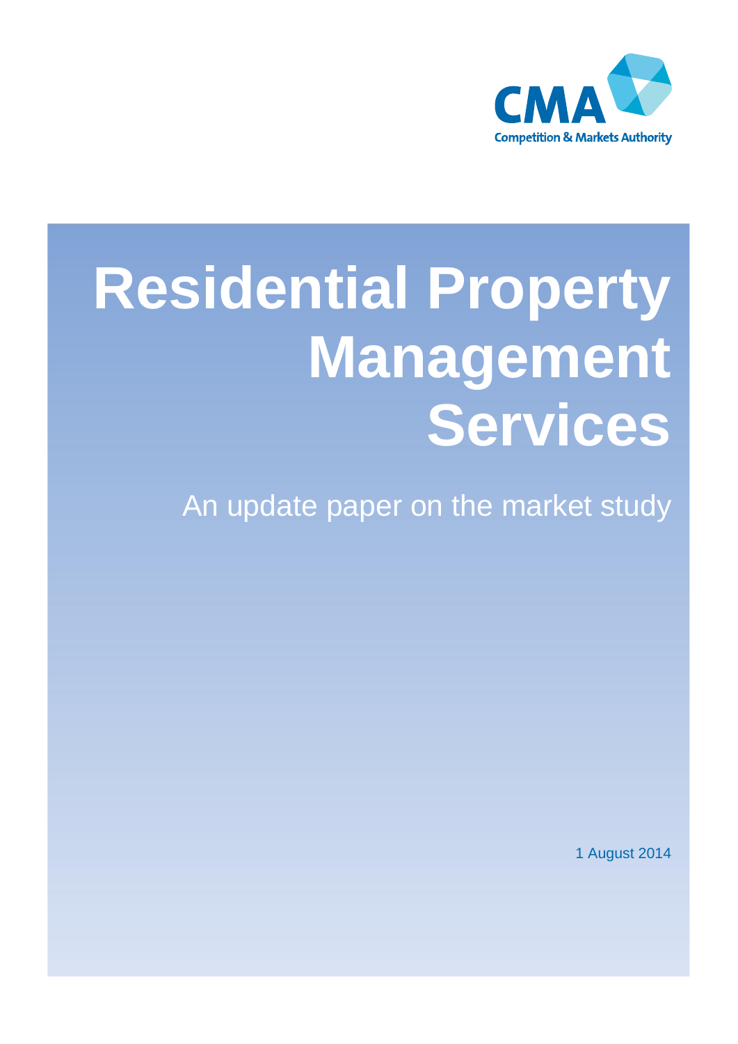CMA

Competition & Markets Authority

# Residential Property Management Services

## An update paper on the market study

1 August 2014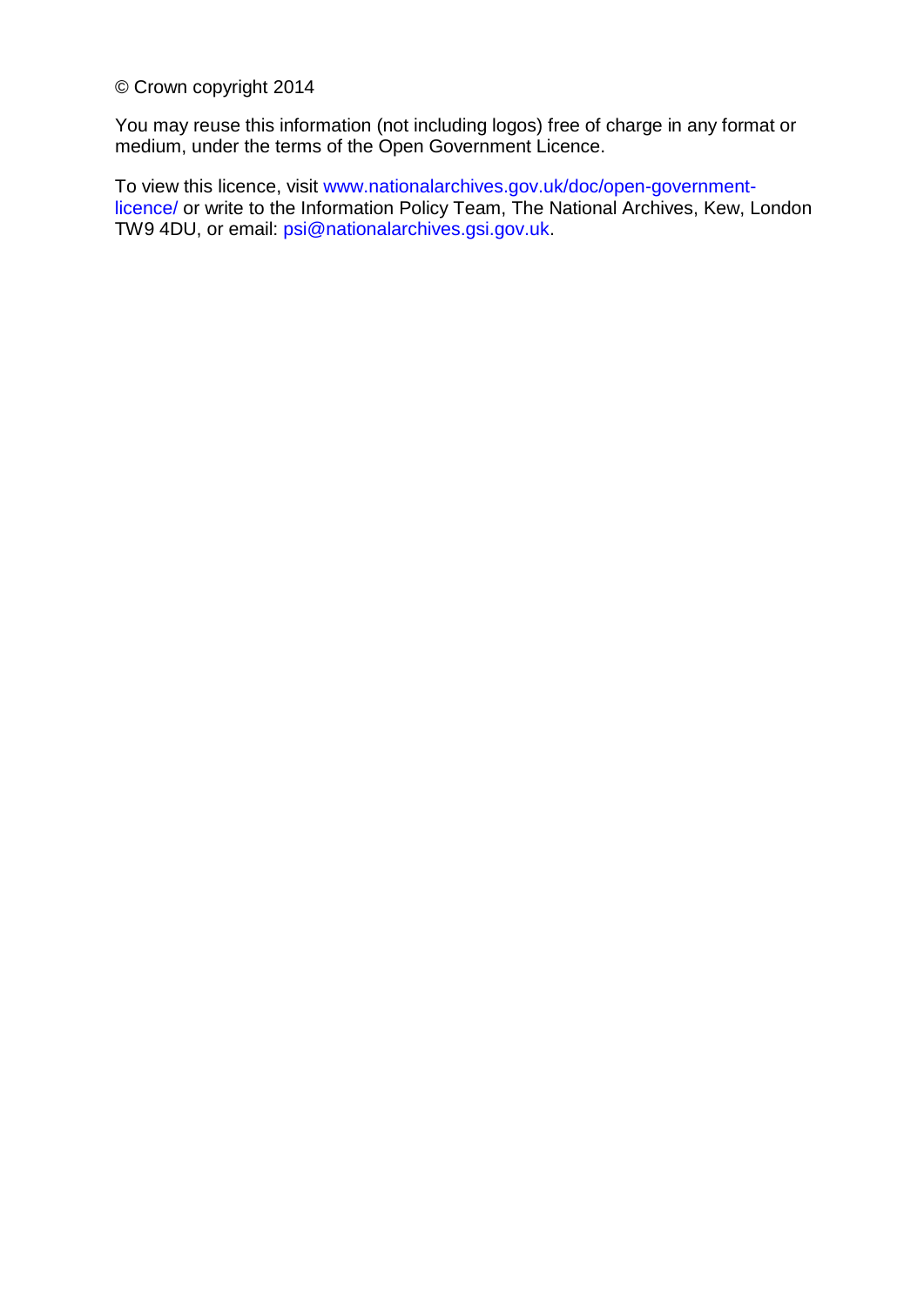© Crown copyright 2014

You may reuse this information (not including logos) free of charge in any format or medium, under the terms of the Open Government Licence.

To view this licence, visit www.nationalarchives.gov.uk/doc/open-government-licence/ or write to the Information Policy Team, The National Archives, Kew, London TW9 4DU, or email: psi@nationalarchives.gsi.gov.uk.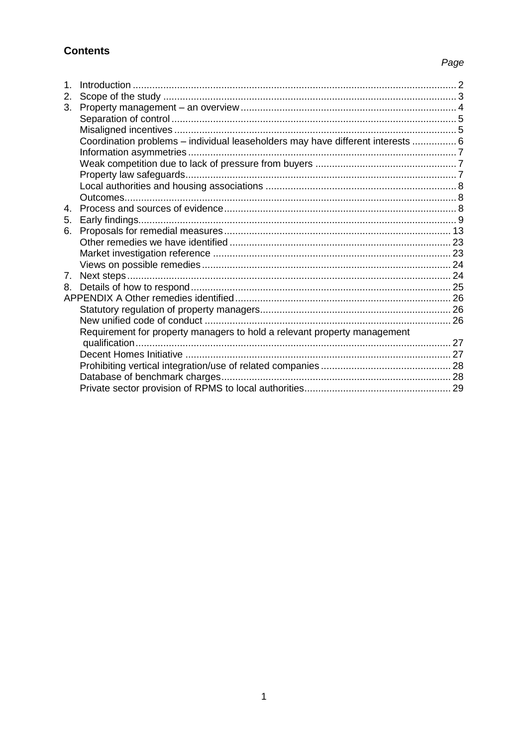## Contents

*Page*

1. Introduction .................................................................................................................... 2
2. Scope of the study ......................................................................................................... 3
3. Property management – an overview ............................................................................. 4
   - Separation of control ...................................................................................................... 5
   - Misaligned incentives ..................................................................................................... 5
   - Coordination problems – individual leaseholders may have different interests ................ 6
   - Information asymmetries ................................................................................................ 7
   - Weak competition due to lack of pressure from buyers ................................................... 7
   - Property law safeguards ................................................................................................. 7
   - Local authorities and housing associations .................................................................... 8
   - Outcomes ....................................................................................................................... 8
4. Process and sources of evidence ................................................................................... 8
5. Early findings .................................................................................................................. 9
6. Proposals for remedial measures ................................................................................. 13
   - Other remedies we have identified ................................................................................ 23
   - Market investigation reference ...................................................................................... 23
   - Views on possible remedies .......................................................................................... 24
7. Next steps ..................................................................................................................... 24
8. Details of how to respond .............................................................................................. 25

APPENDIX A Other remedies identified ............................................................................. 26
   - Statutory regulation of property managers ..................................................................... 26
   - New unified code of conduct ......................................................................................... 26
   - Requirement for property managers to hold a relevant property management qualification ................................................................................................................... 27
   - Decent Homes Initiative ................................................................................................ 27
   - Prohibiting vertical integration/use of related companies ............................................... 28
   - Database of benchmark charges ................................................................................... 28
   - Private sector provision of RPMS to local authorities ..................................................... 29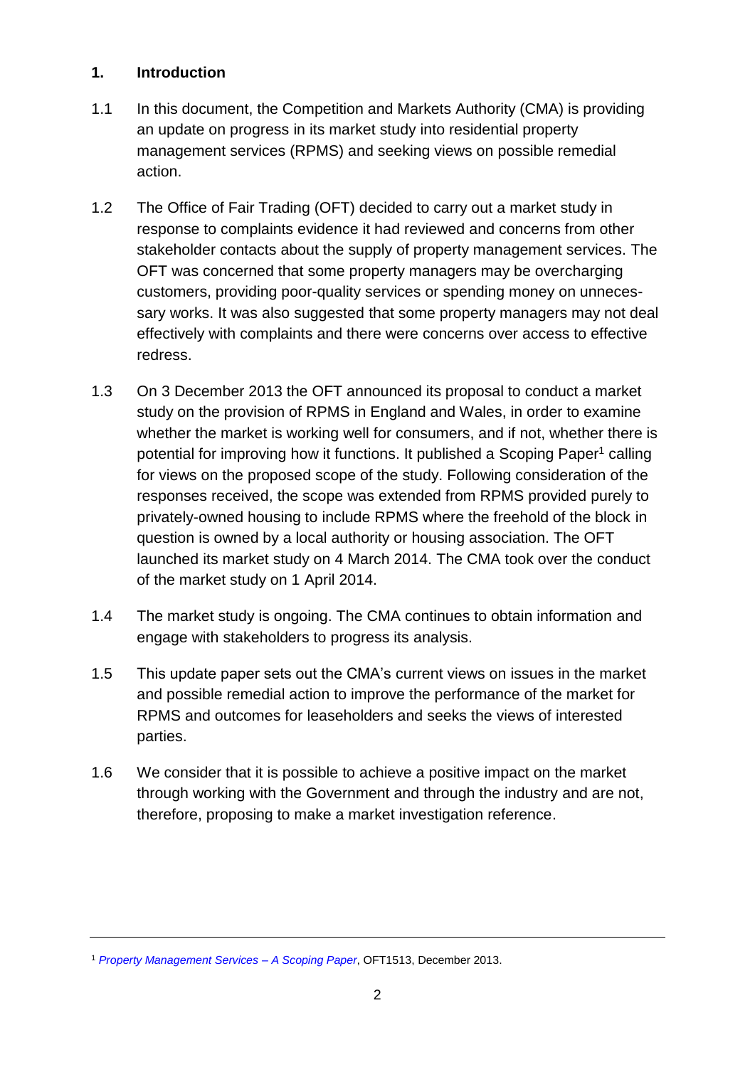## 1. Introduction

1.1 In this document, the Competition and Markets Authority (CMA) is providing an update on progress in its market study into residential property management services (RPMS) and seeking views on possible remedial action.

1.2 The Office of Fair Trading (OFT) decided to carry out a market study in response to complaints evidence it had reviewed and concerns from other stakeholder contacts about the supply of property management services. The OFT was concerned that some property managers may be overcharging customers, providing poor-quality services or spending money on unnecessary works. It was also suggested that some property managers may not deal effectively with complaints and there were concerns over access to effective redress.

1.3 On 3 December 2013 the OFT announced its proposal to conduct a market study on the provision of RPMS in England and Wales, in order to examine whether the market is working well for consumers, and if not, whether there is potential for improving how it functions. It published a Scoping Paper[1] calling for views on the proposed scope of the study. Following consideration of the responses received, the scope was extended from RPMS provided purely to privately-owned housing to include RPMS where the freehold of the block in question is owned by a local authority or housing association. The OFT launched its market study on 4 March 2014. The CMA took over the conduct of the market study on 1 April 2014.

1.4 The market study is ongoing. The CMA continues to obtain information and engage with stakeholders to progress its analysis.

1.5 This update paper sets out the CMA's current views on issues in the market and possible remedial action to improve the performance of the market for RPMS and outcomes for leaseholders and seeks the views of interested parties.

1.6 We consider that it is possible to achieve a positive impact on the market through working with the Government and through the industry and are not, therefore, proposing to make a market investigation reference.

---

[1] *Property Management Services – A Scoping Paper*, OFT1513, December 2013.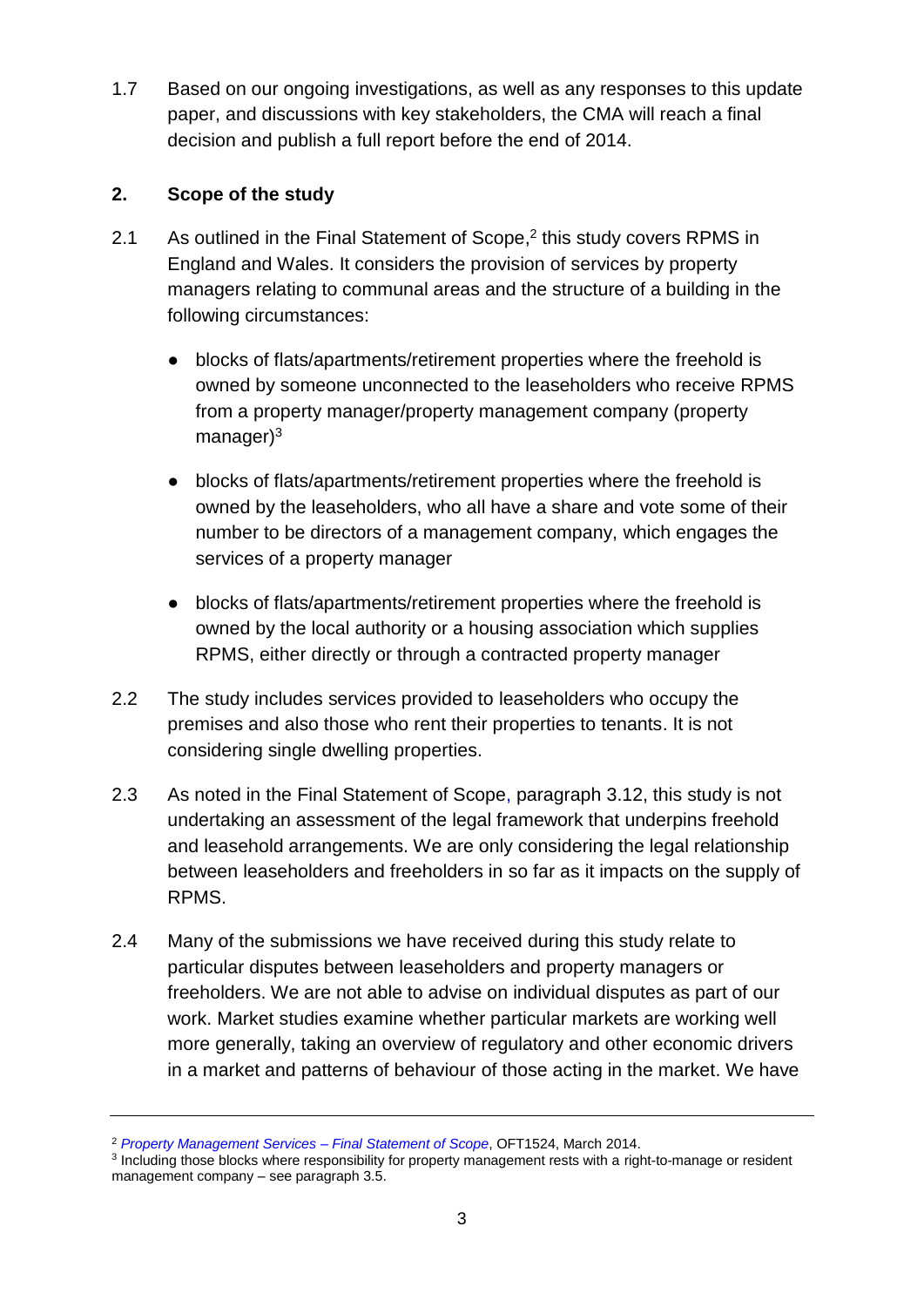1.7 Based on our ongoing investigations, as well as any responses to this update paper, and discussions with key stakeholders, the CMA will reach a final decision and publish a full report before the end of 2014.

## 2. Scope of the study

2.1 As outlined in the Final Statement of Scope,[2] this study covers RPMS in England and Wales. It considers the provision of services by property managers relating to communal areas and the structure of a building in the following circumstances:

- blocks of flats/apartments/retirement properties where the freehold is owned by someone unconnected to the leaseholders who receive RPMS from a property manager/property management company (property manager)[3]
- blocks of flats/apartments/retirement properties where the freehold is owned by the leaseholders, who all have a share and vote some of their number to be directors of a management company, which engages the services of a property manager
- blocks of flats/apartments/retirement properties where the freehold is owned by the local authority or a housing association which supplies RPMS, either directly or through a contracted property manager

2.2 The study includes services provided to leaseholders who occupy the premises and also those who rent their properties to tenants. It is not considering single dwelling properties.

2.3 As noted in the Final Statement of Scope, paragraph 3.12, this study is not undertaking an assessment of the legal framework that underpins freehold and leasehold arrangements. We are only considering the legal relationship between leaseholders and freeholders in so far as it impacts on the supply of RPMS.

2.4 Many of the submissions we have received during this study relate to particular disputes between leaseholders and property managers or freeholders. We are not able to advise on individual disputes as part of our work. Market studies examine whether particular markets are working well more generally, taking an overview of regulatory and other economic drivers in a market and patterns of behaviour of those acting in the market. We have

---

[2] *Property Management Services – Final Statement of Scope*, OFT1524, March 2014.

[3] Including those blocks where responsibility for property management rests with a right-to-manage or resident management company – see paragraph 3.5.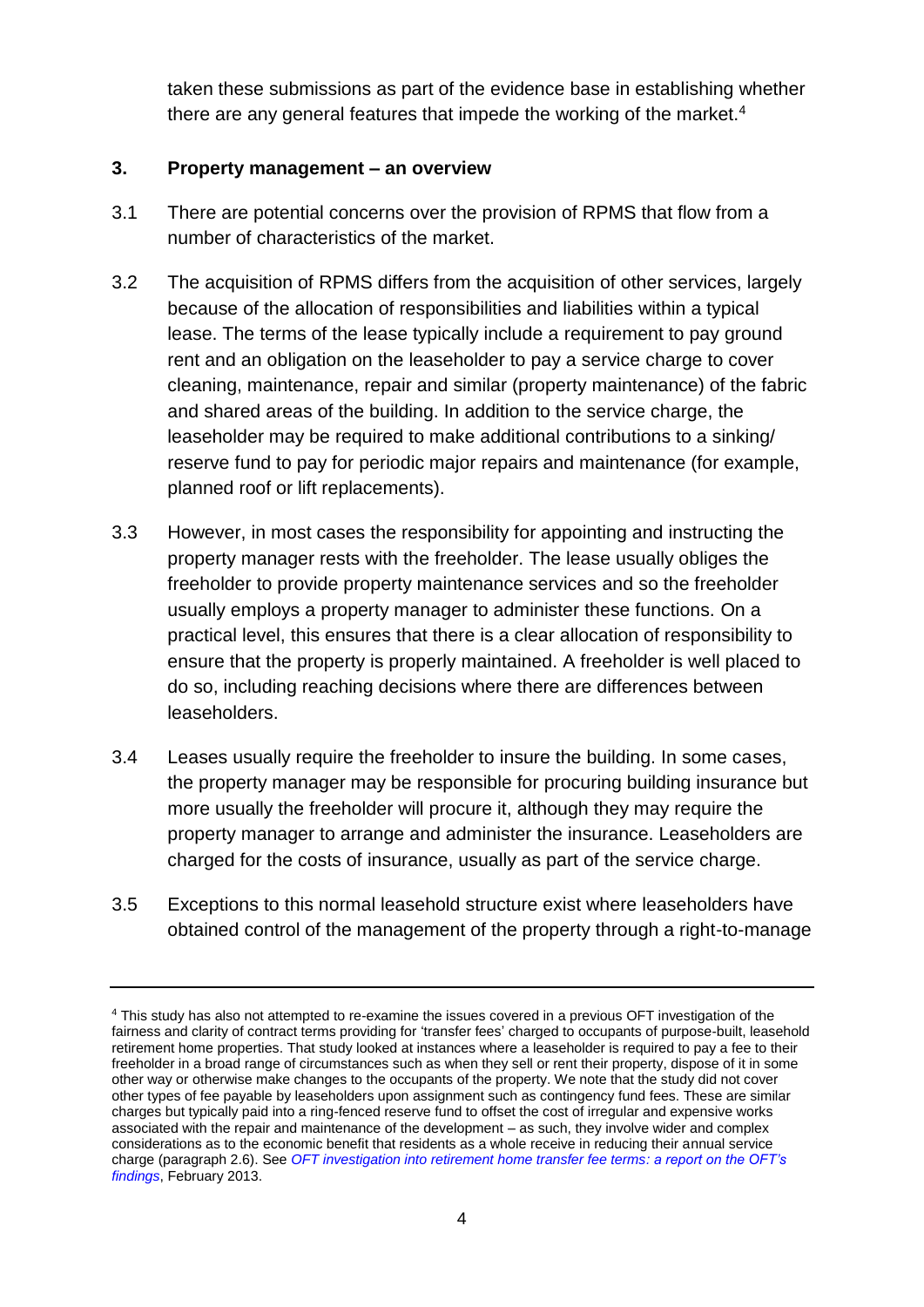taken these submissions as part of the evidence base in establishing whether there are any general features that impede the working of the market.[4]

## 3. Property management – an overview

3.1 There are potential concerns over the provision of RPMS that flow from a number of characteristics of the market.

3.2 The acquisition of RPMS differs from the acquisition of other services, largely because of the allocation of responsibilities and liabilities within a typical lease. The terms of the lease typically include a requirement to pay ground rent and an obligation on the leaseholder to pay a service charge to cover cleaning, maintenance, repair and similar (property maintenance) of the fabric and shared areas of the building. In addition to the service charge, the leaseholder may be required to make additional contributions to a sinking/ reserve fund to pay for periodic major repairs and maintenance (for example, planned roof or lift replacements).

3.3 However, in most cases the responsibility for appointing and instructing the property manager rests with the freeholder. The lease usually obliges the freeholder to provide property maintenance services and so the freeholder usually employs a property manager to administer these functions. On a practical level, this ensures that there is a clear allocation of responsibility to ensure that the property is properly maintained. A freeholder is well placed to do so, including reaching decisions where there are differences between leaseholders.

3.4 Leases usually require the freeholder to insure the building. In some cases, the property manager may be responsible for procuring building insurance but more usually the freeholder will procure it, although they may require the property manager to arrange and administer the insurance. Leaseholders are charged for the costs of insurance, usually as part of the service charge.

3.5 Exceptions to this normal leasehold structure exist where leaseholders have obtained control of the management of the property through a right-to-manage

---

[4] This study has also not attempted to re-examine the issues covered in a previous OFT investigation of the fairness and clarity of contract terms providing for 'transfer fees' charged to occupants of purpose-built, leasehold retirement home properties. That study looked at instances where a leaseholder is required to pay a fee to their freeholder in a broad range of circumstances such as when they sell or rent their property, dispose of it in some other way or otherwise make changes to the occupants of the property. We note that the study did not cover other types of fee payable by leaseholders upon assignment such as contingency fund fees. These are similar charges but typically paid into a ring-fenced reserve fund to offset the cost of irregular and expensive works associated with the repair and maintenance of the development – as such, they involve wider and complex considerations as to the economic benefit that residents as a whole receive in reducing their annual service charge (paragraph 2.6). See *OFT investigation into retirement home transfer fee terms: a report on the OFT's findings*, February 2013.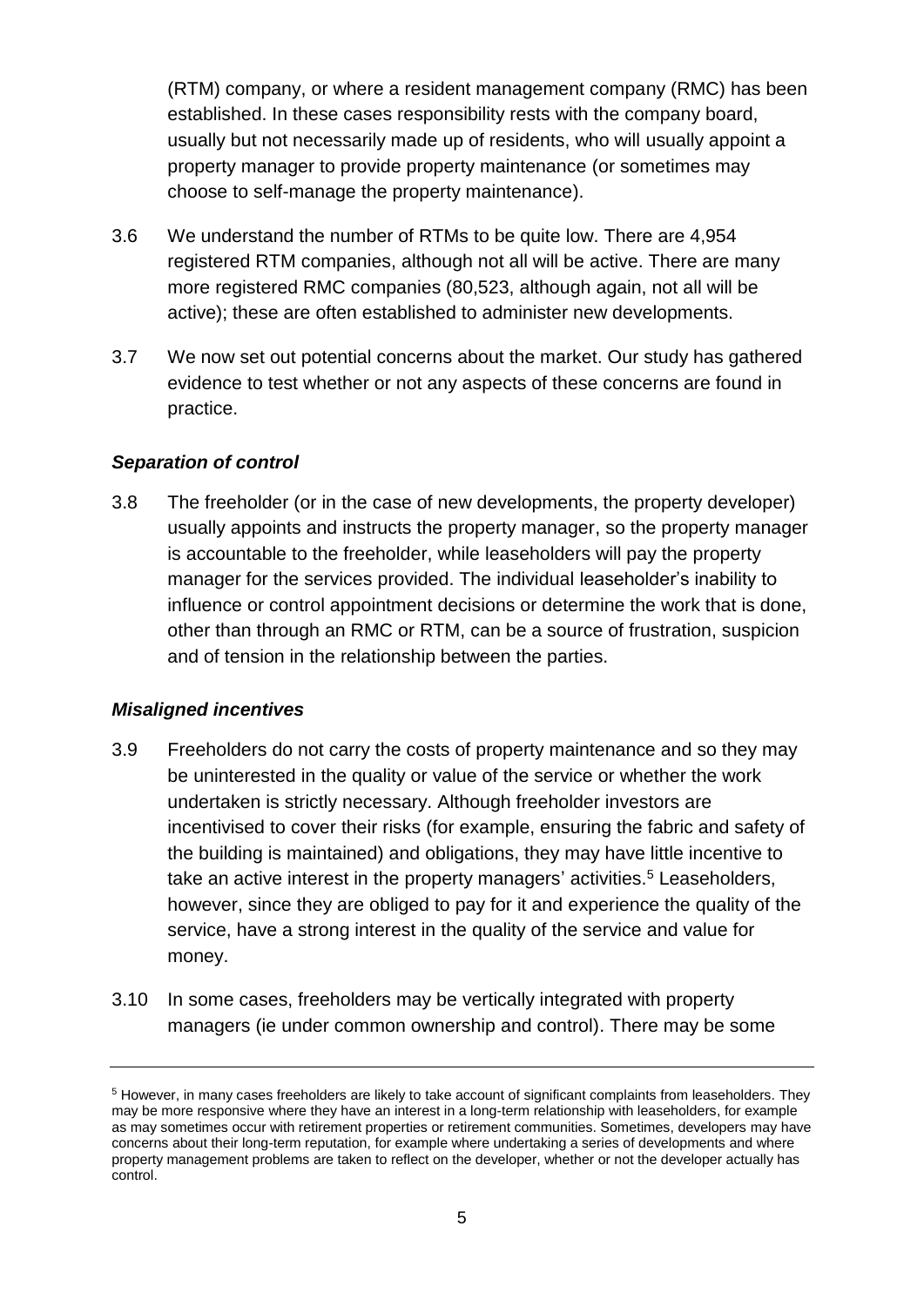(RTM) company, or where a resident management company (RMC) has been established. In these cases responsibility rests with the company board, usually but not necessarily made up of residents, who will usually appoint a property manager to provide property maintenance (or sometimes may choose to self-manage the property maintenance).

3.6 We understand the number of RTMs to be quite low. There are 4,954 registered RTM companies, although not all will be active. There are many more registered RMC companies (80,523, although again, not all will be active); these are often established to administer new developments.

3.7 We now set out potential concerns about the market. Our study has gathered evidence to test whether or not any aspects of these concerns are found in practice.

***Separation of control***

3.8 The freeholder (or in the case of new developments, the property developer) usually appoints and instructs the property manager, so the property manager is accountable to the freeholder, while leaseholders will pay the property manager for the services provided. The individual leaseholder's inability to influence or control appointment decisions or determine the work that is done, other than through an RMC or RTM, can be a source of frustration, suspicion and of tension in the relationship between the parties.

***Misaligned incentives***

3.9 Freeholders do not carry the costs of property maintenance and so they may be uninterested in the quality or value of the service or whether the work undertaken is strictly necessary. Although freeholder investors are incentivised to cover their risks (for example, ensuring the fabric and safety of the building is maintained) and obligations, they may have little incentive to take an active interest in the property managers' activities.[5] Leaseholders, however, since they are obliged to pay for it and experience the quality of the service, have a strong interest in the quality of the service and value for money.

3.10 In some cases, freeholders may be vertically integrated with property managers (ie under common ownership and control). There may be some

---

[5] However, in many cases freeholders are likely to take account of significant complaints from leaseholders. They may be more responsive where they have an interest in a long-term relationship with leaseholders, for example as may sometimes occur with retirement properties or retirement communities. Sometimes, developers may have concerns about their long-term reputation, for example where undertaking a series of developments and where property management problems are taken to reflect on the developer, whether or not the developer actually has control.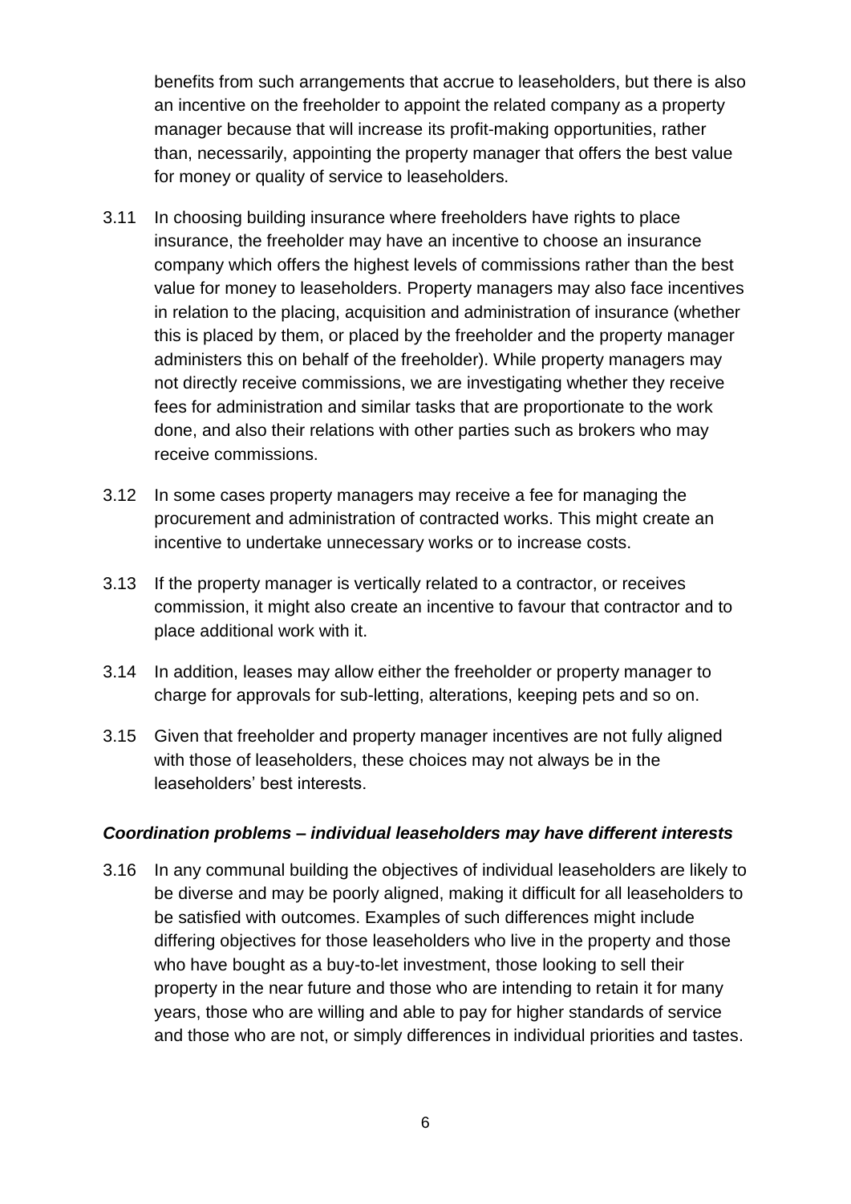benefits from such arrangements that accrue to leaseholders, but there is also an incentive on the freeholder to appoint the related company as a property manager because that will increase its profit-making opportunities, rather than, necessarily, appointing the property manager that offers the best value for money or quality of service to leaseholders.

3.11 In choosing building insurance where freeholders have rights to place insurance, the freeholder may have an incentive to choose an insurance company which offers the highest levels of commissions rather than the best value for money to leaseholders. Property managers may also face incentives in relation to the placing, acquisition and administration of insurance (whether this is placed by them, or placed by the freeholder and the property manager administers this on behalf of the freeholder). While property managers may not directly receive commissions, we are investigating whether they receive fees for administration and similar tasks that are proportionate to the work done, and also their relations with other parties such as brokers who may receive commissions.

3.12 In some cases property managers may receive a fee for managing the procurement and administration of contracted works. This might create an incentive to undertake unnecessary works or to increase costs.

3.13 If the property manager is vertically related to a contractor, or receives commission, it might also create an incentive to favour that contractor and to place additional work with it.

3.14 In addition, leases may allow either the freeholder or property manager to charge for approvals for sub-letting, alterations, keeping pets and so on.

3.15 Given that freeholder and property manager incentives are not fully aligned with those of leaseholders, these choices may not always be in the leaseholders' best interests.

### ***Coordination problems – individual leaseholders may have different interests***

3.16 In any communal building the objectives of individual leaseholders are likely to be diverse and may be poorly aligned, making it difficult for all leaseholders to be satisfied with outcomes. Examples of such differences might include differing objectives for those leaseholders who live in the property and those who have bought as a buy-to-let investment, those looking to sell their property in the near future and those who are intending to retain it for many years, those who are willing and able to pay for higher standards of service and those who are not, or simply differences in individual priorities and tastes.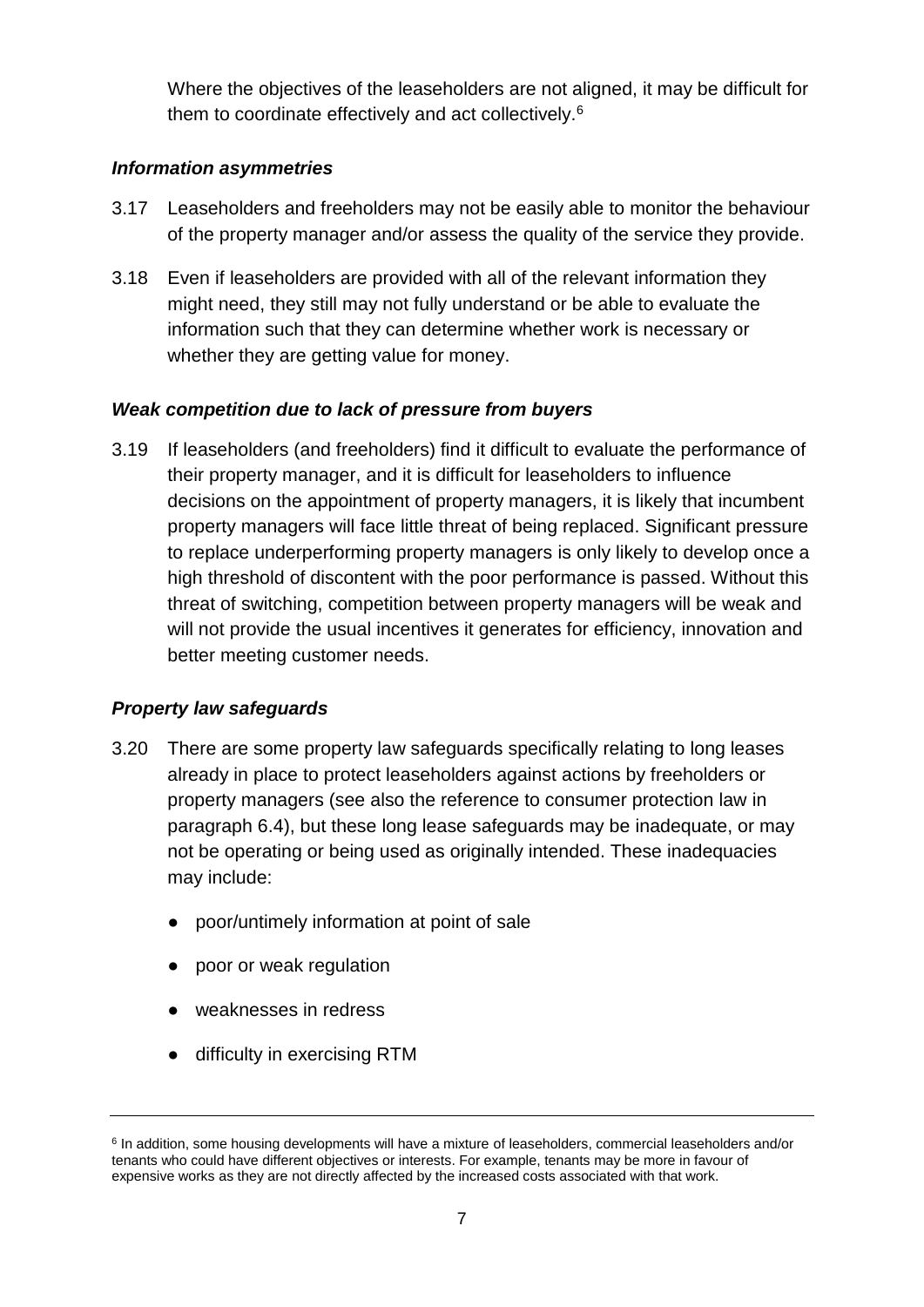Where the objectives of the leaseholders are not aligned, it may be difficult for them to coordinate effectively and act collectively.[6]

### *Information asymmetries*

3.17 Leaseholders and freeholders may not be easily able to monitor the behaviour of the property manager and/or assess the quality of the service they provide.

3.18 Even if leaseholders are provided with all of the relevant information they might need, they still may not fully understand or be able to evaluate the information such that they can determine whether work is necessary or whether they are getting value for money.

### *Weak competition due to lack of pressure from buyers*

3.19 If leaseholders (and freeholders) find it difficult to evaluate the performance of their property manager, and it is difficult for leaseholders to influence decisions on the appointment of property managers, it is likely that incumbent property managers will face little threat of being replaced. Significant pressure to replace underperforming property managers is only likely to develop once a high threshold of discontent with the poor performance is passed. Without this threat of switching, competition between property managers will be weak and will not provide the usual incentives it generates for efficiency, innovation and better meeting customer needs.

### *Property law safeguards*

3.20 There are some property law safeguards specifically relating to long leases already in place to protect leaseholders against actions by freeholders or property managers (see also the reference to consumer protection law in paragraph 6.4), but these long lease safeguards may be inadequate, or may not be operating or being used as originally intended. These inadequacies may include:

- poor/untimely information at point of sale
- poor or weak regulation
- weaknesses in redress
- difficulty in exercising RTM

---

[6] In addition, some housing developments will have a mixture of leaseholders, commercial leaseholders and/or tenants who could have different objectives or interests. For example, tenants may be more in favour of expensive works as they are not directly affected by the increased costs associated with that work.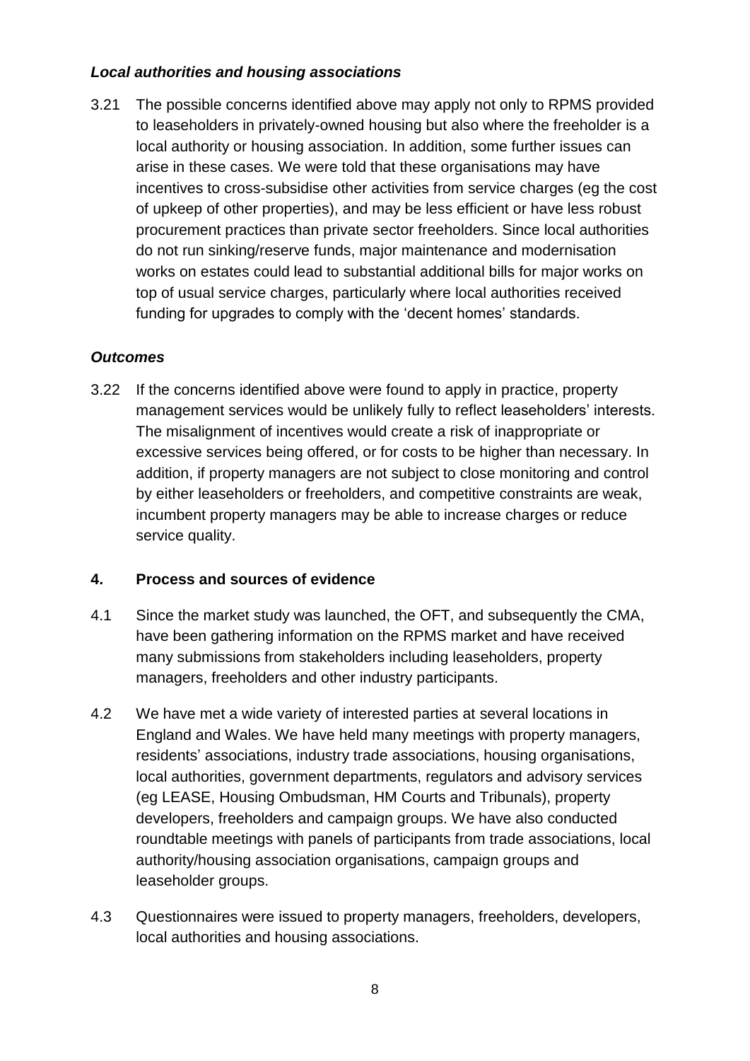### *Local authorities and housing associations*

3.21 The possible concerns identified above may apply not only to RPMS provided to leaseholders in privately-owned housing but also where the freeholder is a local authority or housing association. In addition, some further issues can arise in these cases. We were told that these organisations may have incentives to cross-subsidise other activities from service charges (eg the cost of upkeep of other properties), and may be less efficient or have less robust procurement practices than private sector freeholders. Since local authorities do not run sinking/reserve funds, major maintenance and modernisation works on estates could lead to substantial additional bills for major works on top of usual service charges, particularly where local authorities received funding for upgrades to comply with the 'decent homes' standards.

### *Outcomes*

3.22 If the concerns identified above were found to apply in practice, property management services would be unlikely fully to reflect leaseholders' interests. The misalignment of incentives would create a risk of inappropriate or excessive services being offered, or for costs to be higher than necessary. In addition, if property managers are not subject to close monitoring and control by either leaseholders or freeholders, and competitive constraints are weak, incumbent property managers may be able to increase charges or reduce service quality.

## 4. Process and sources of evidence

4.1 Since the market study was launched, the OFT, and subsequently the CMA, have been gathering information on the RPMS market and have received many submissions from stakeholders including leaseholders, property managers, freeholders and other industry participants.

4.2 We have met a wide variety of interested parties at several locations in England and Wales. We have held many meetings with property managers, residents' associations, industry trade associations, housing organisations, local authorities, government departments, regulators and advisory services (eg LEASE, Housing Ombudsman, HM Courts and Tribunals), property developers, freeholders and campaign groups. We have also conducted roundtable meetings with panels of participants from trade associations, local authority/housing association organisations, campaign groups and leaseholder groups.

4.3 Questionnaires were issued to property managers, freeholders, developers, local authorities and housing associations.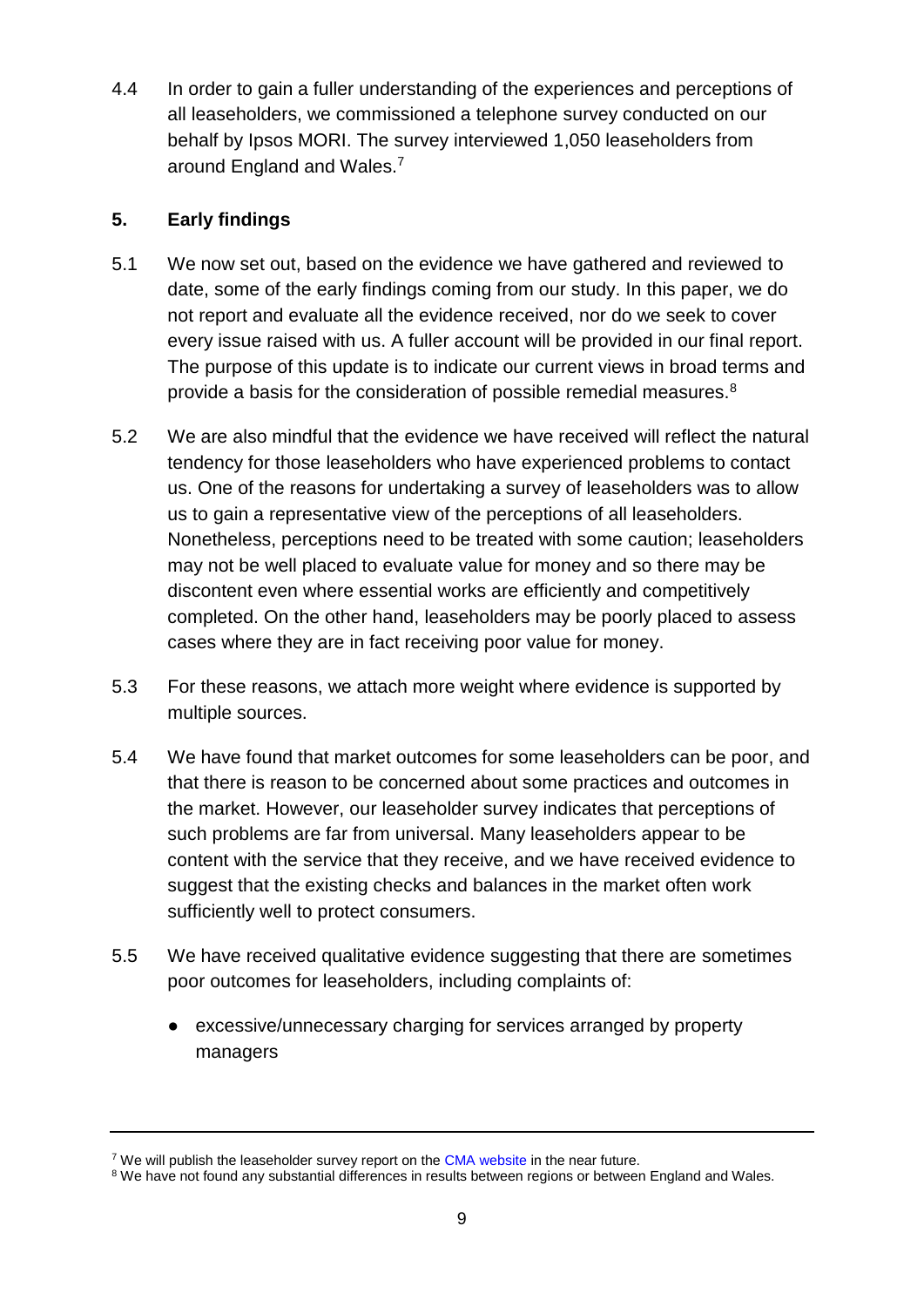4.4 In order to gain a fuller understanding of the experiences and perceptions of all leaseholders, we commissioned a telephone survey conducted on our behalf by Ipsos MORI. The survey interviewed 1,050 leaseholders from around England and Wales.[7]

## 5. Early findings

5.1 We now set out, based on the evidence we have gathered and reviewed to date, some of the early findings coming from our study. In this paper, we do not report and evaluate all the evidence received, nor do we seek to cover every issue raised with us. A fuller account will be provided in our final report. The purpose of this update is to indicate our current views in broad terms and provide a basis for the consideration of possible remedial measures.[8]

5.2 We are also mindful that the evidence we have received will reflect the natural tendency for those leaseholders who have experienced problems to contact us. One of the reasons for undertaking a survey of leaseholders was to allow us to gain a representative view of the perceptions of all leaseholders. Nonetheless, perceptions need to be treated with some caution; leaseholders may not be well placed to evaluate value for money and so there may be discontent even where essential works are efficiently and competitively completed. On the other hand, leaseholders may be poorly placed to assess cases where they are in fact receiving poor value for money.

5.3 For these reasons, we attach more weight where evidence is supported by multiple sources.

5.4 We have found that market outcomes for some leaseholders can be poor, and that there is reason to be concerned about some practices and outcomes in the market. However, our leaseholder survey indicates that perceptions of such problems are far from universal. Many leaseholders appear to be content with the service that they receive, and we have received evidence to suggest that the existing checks and balances in the market often work sufficiently well to protect consumers.

5.5 We have received qualitative evidence suggesting that there are sometimes poor outcomes for leaseholders, including complaints of:

- excessive/unnecessary charging for services arranged by property managers

---

[7] We will publish the leaseholder survey report on the CMA website in the near future.

[8] We have not found any substantial differences in results between regions or between England and Wales.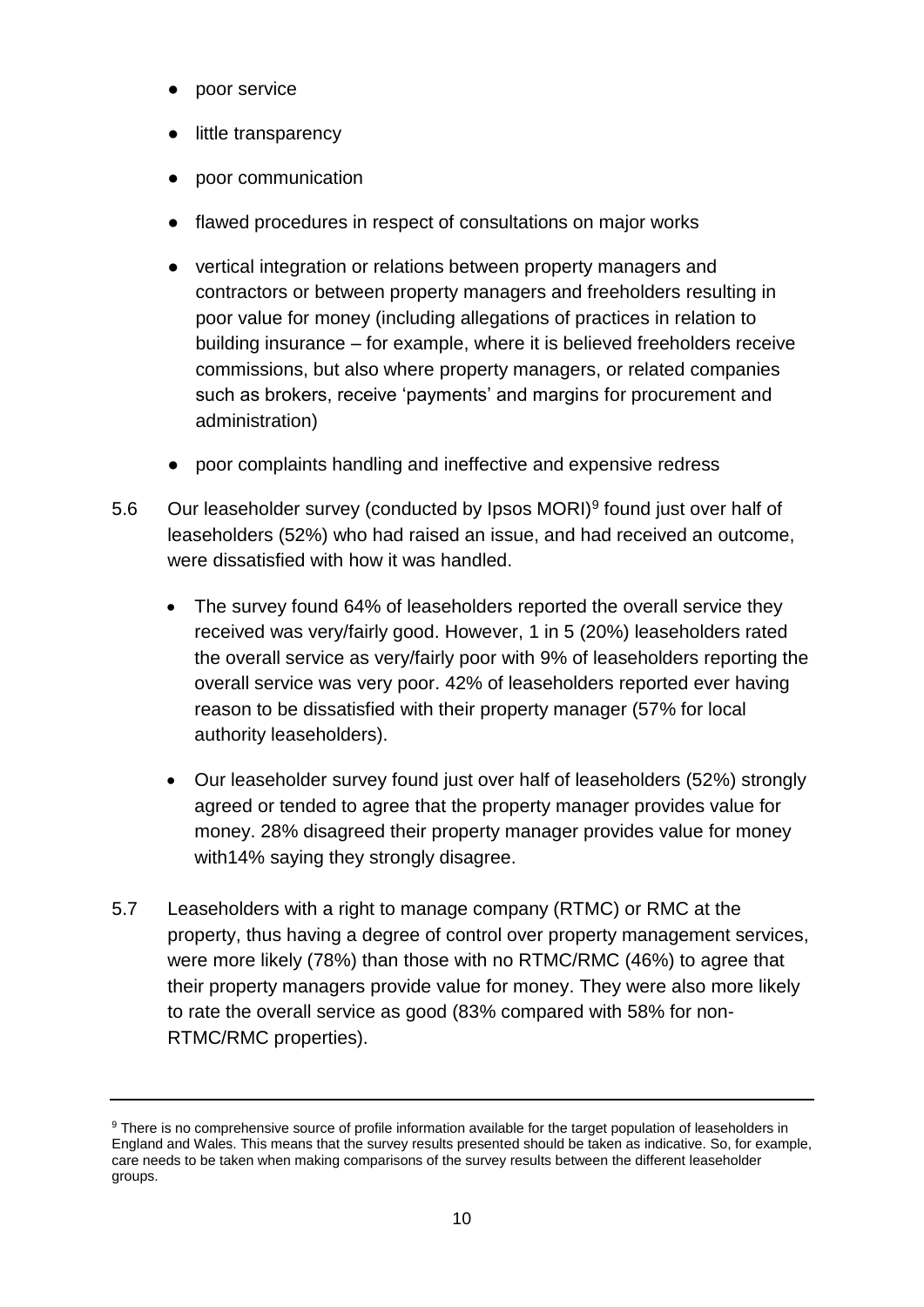- poor service
- little transparency
- poor communication
- flawed procedures in respect of consultations on major works
- vertical integration or relations between property managers and contractors or between property managers and freeholders resulting in poor value for money (including allegations of practices in relation to building insurance – for example, where it is believed freeholders receive commissions, but also where property managers, or related companies such as brokers, receive 'payments' and margins for procurement and administration)
- poor complaints handling and ineffective and expensive redress

5.6 Our leaseholder survey (conducted by Ipsos MORI)[9] found just over half of leaseholders (52%) who had raised an issue, and had received an outcome, were dissatisfied with how it was handled.

- The survey found 64% of leaseholders reported the overall service they received was very/fairly good. However, 1 in 5 (20%) leaseholders rated the overall service as very/fairly poor with 9% of leaseholders reporting the overall service was very poor. 42% of leaseholders reported ever having reason to be dissatisfied with their property manager (57% for local authority leaseholders).
- Our leaseholder survey found just over half of leaseholders (52%) strongly agreed or tended to agree that the property manager provides value for money. 28% disagreed their property manager provides value for money with14% saying they strongly disagree.

5.7 Leaseholders with a right to manage company (RTMC) or RMC at the property, thus having a degree of control over property management services, were more likely (78%) than those with no RTMC/RMC (46%) to agree that their property managers provide value for money. They were also more likely to rate the overall service as good (83% compared with 58% for non-RTMC/RMC properties).

---

[9] There is no comprehensive source of profile information available for the target population of leaseholders in England and Wales. This means that the survey results presented should be taken as indicative. So, for example, care needs to be taken when making comparisons of the survey results between the different leaseholder groups.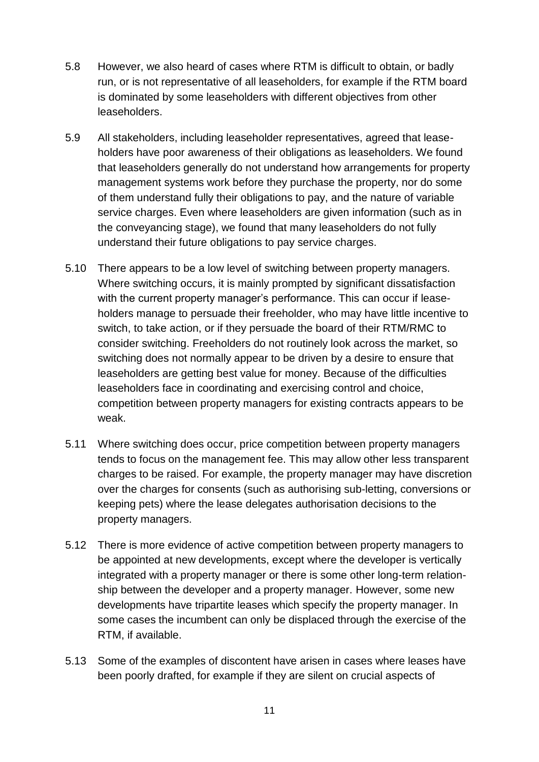5.8 However, we also heard of cases where RTM is difficult to obtain, or badly run, or is not representative of all leaseholders, for example if the RTM board is dominated by some leaseholders with different objectives from other leaseholders.

5.9 All stakeholders, including leaseholder representatives, agreed that leaseholders have poor awareness of their obligations as leaseholders. We found that leaseholders generally do not understand how arrangements for property management systems work before they purchase the property, nor do some of them understand fully their obligations to pay, and the nature of variable service charges. Even where leaseholders are given information (such as in the conveyancing stage), we found that many leaseholders do not fully understand their future obligations to pay service charges.

5.10 There appears to be a low level of switching between property managers. Where switching occurs, it is mainly prompted by significant dissatisfaction with the current property manager's performance. This can occur if leaseholders manage to persuade their freeholder, who may have little incentive to switch, to take action, or if they persuade the board of their RTM/RMC to consider switching. Freeholders do not routinely look across the market, so switching does not normally appear to be driven by a desire to ensure that leaseholders are getting best value for money. Because of the difficulties leaseholders face in coordinating and exercising control and choice, competition between property managers for existing contracts appears to be weak.

5.11 Where switching does occur, price competition between property managers tends to focus on the management fee. This may allow other less transparent charges to be raised. For example, the property manager may have discretion over the charges for consents (such as authorising sub-letting, conversions or keeping pets) where the lease delegates authorisation decisions to the property managers.

5.12 There is more evidence of active competition between property managers to be appointed at new developments, except where the developer is vertically integrated with a property manager or there is some other long-term relationship between the developer and a property manager. However, some new developments have tripartite leases which specify the property manager. In some cases the incumbent can only be displaced through the exercise of the RTM, if available.

5.13 Some of the examples of discontent have arisen in cases where leases have been poorly drafted, for example if they are silent on crucial aspects of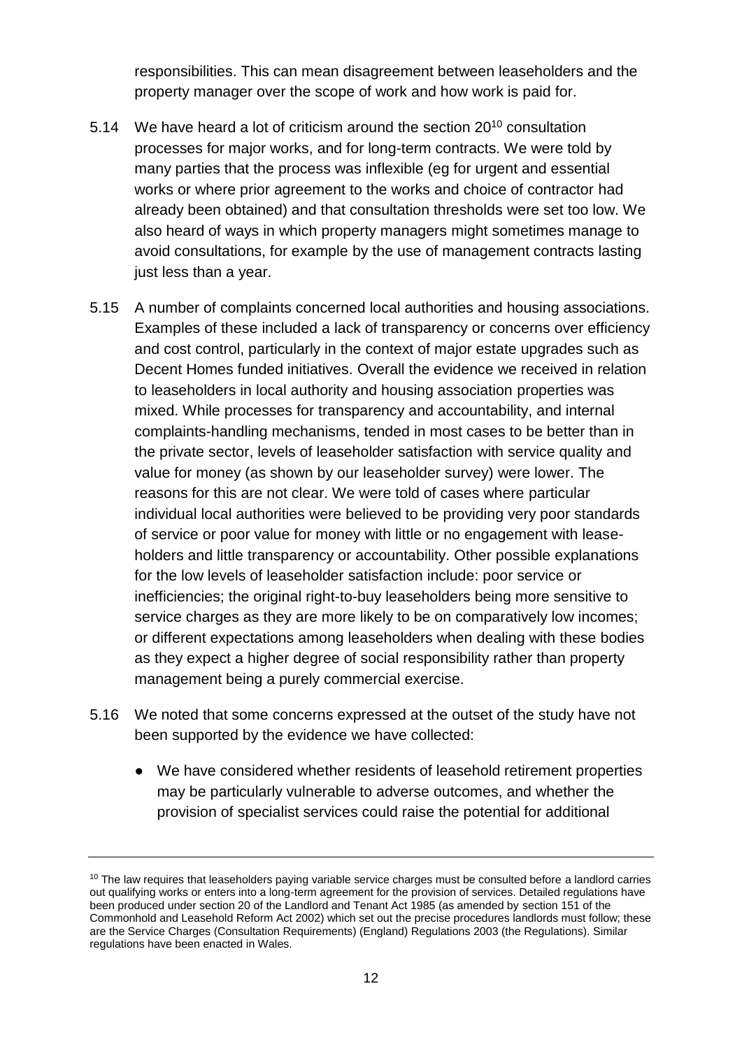responsibilities. This can mean disagreement between leaseholders and the property manager over the scope of work and how work is paid for.

5.14 We have heard a lot of criticism around the section 20[10] consultation processes for major works, and for long-term contracts. We were told by many parties that the process was inflexible (eg for urgent and essential works or where prior agreement to the works and choice of contractor had already been obtained) and that consultation thresholds were set too low. We also heard of ways in which property managers might sometimes manage to avoid consultations, for example by the use of management contracts lasting just less than a year.

5.15 A number of complaints concerned local authorities and housing associations. Examples of these included a lack of transparency or concerns over efficiency and cost control, particularly in the context of major estate upgrades such as Decent Homes funded initiatives. Overall the evidence we received in relation to leaseholders in local authority and housing association properties was mixed. While processes for transparency and accountability, and internal complaints-handling mechanisms, tended in most cases to be better than in the private sector, levels of leaseholder satisfaction with service quality and value for money (as shown by our leaseholder survey) were lower. The reasons for this are not clear. We were told of cases where particular individual local authorities were believed to be providing very poor standards of service or poor value for money with little or no engagement with leaseholders and little transparency or accountability. Other possible explanations for the low levels of leaseholder satisfaction include: poor service or inefficiencies; the original right-to-buy leaseholders being more sensitive to service charges as they are more likely to be on comparatively low incomes; or different expectations among leaseholders when dealing with these bodies as they expect a higher degree of social responsibility rather than property management being a purely commercial exercise.

5.16 We noted that some concerns expressed at the outset of the study have not been supported by the evidence we have collected:

- We have considered whether residents of leasehold retirement properties may be particularly vulnerable to adverse outcomes, and whether the provision of specialist services could raise the potential for additional

---

[10] The law requires that leaseholders paying variable service charges must be consulted before a landlord carries out qualifying works or enters into a long-term agreement for the provision of services. Detailed regulations have been produced under section 20 of the Landlord and Tenant Act 1985 (as amended by section 151 of the Commonhold and Leasehold Reform Act 2002) which set out the precise procedures landlords must follow; these are the Service Charges (Consultation Requirements) (England) Regulations 2003 (the Regulations). Similar regulations have been enacted in Wales.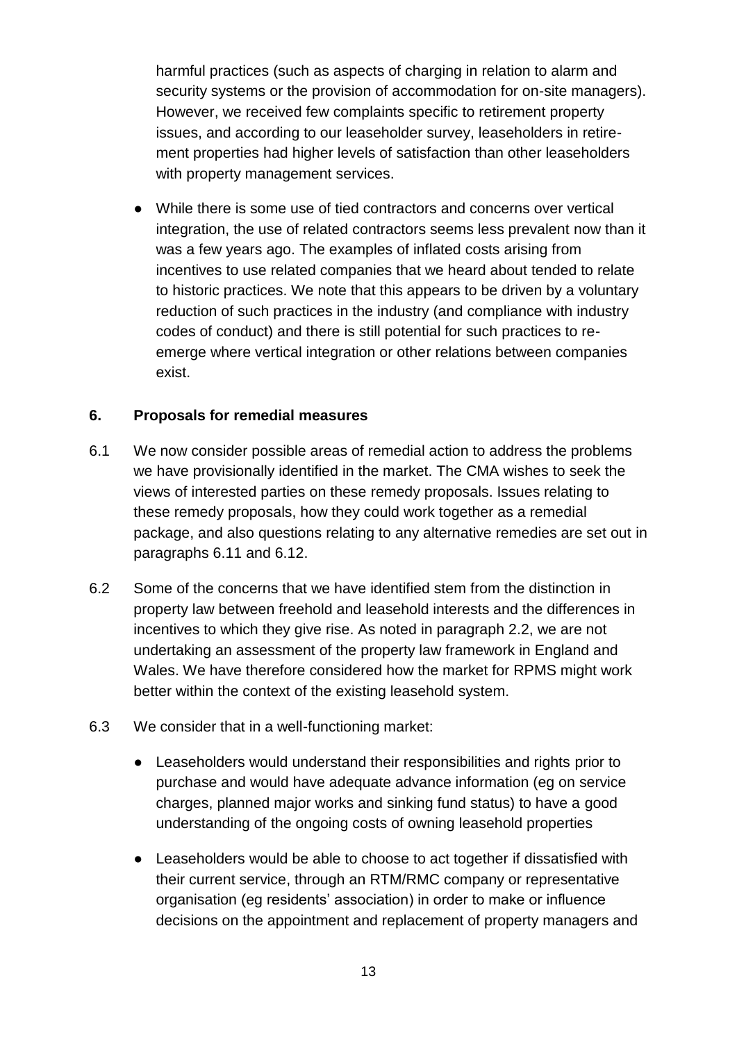harmful practices (such as aspects of charging in relation to alarm and security systems or the provision of accommodation for on-site managers). However, we received few complaints specific to retirement property issues, and according to our leaseholder survey, leaseholders in retirement properties had higher levels of satisfaction than other leaseholders with property management services.

- While there is some use of tied contractors and concerns over vertical integration, the use of related contractors seems less prevalent now than it was a few years ago. The examples of inflated costs arising from incentives to use related companies that we heard about tended to relate to historic practices. We note that this appears to be driven by a voluntary reduction of such practices in the industry (and compliance with industry codes of conduct) and there is still potential for such practices to re-emerge where vertical integration or other relations between companies exist.

## 6. Proposals for remedial measures

6.1 We now consider possible areas of remedial action to address the problems we have provisionally identified in the market. The CMA wishes to seek the views of interested parties on these remedy proposals. Issues relating to these remedy proposals, how they could work together as a remedial package, and also questions relating to any alternative remedies are set out in paragraphs 6.11 and 6.12.

6.2 Some of the concerns that we have identified stem from the distinction in property law between freehold and leasehold interests and the differences in incentives to which they give rise. As noted in paragraph 2.2, we are not undertaking an assessment of the property law framework in England and Wales. We have therefore considered how the market for RPMS might work better within the context of the existing leasehold system.

6.3 We consider that in a well-functioning market:

- Leaseholders would understand their responsibilities and rights prior to purchase and would have adequate advance information (eg on service charges, planned major works and sinking fund status) to have a good understanding of the ongoing costs of owning leasehold properties
- Leaseholders would be able to choose to act together if dissatisfied with their current service, through an RTM/RMC company or representative organisation (eg residents' association) in order to make or influence decisions on the appointment and replacement of property managers and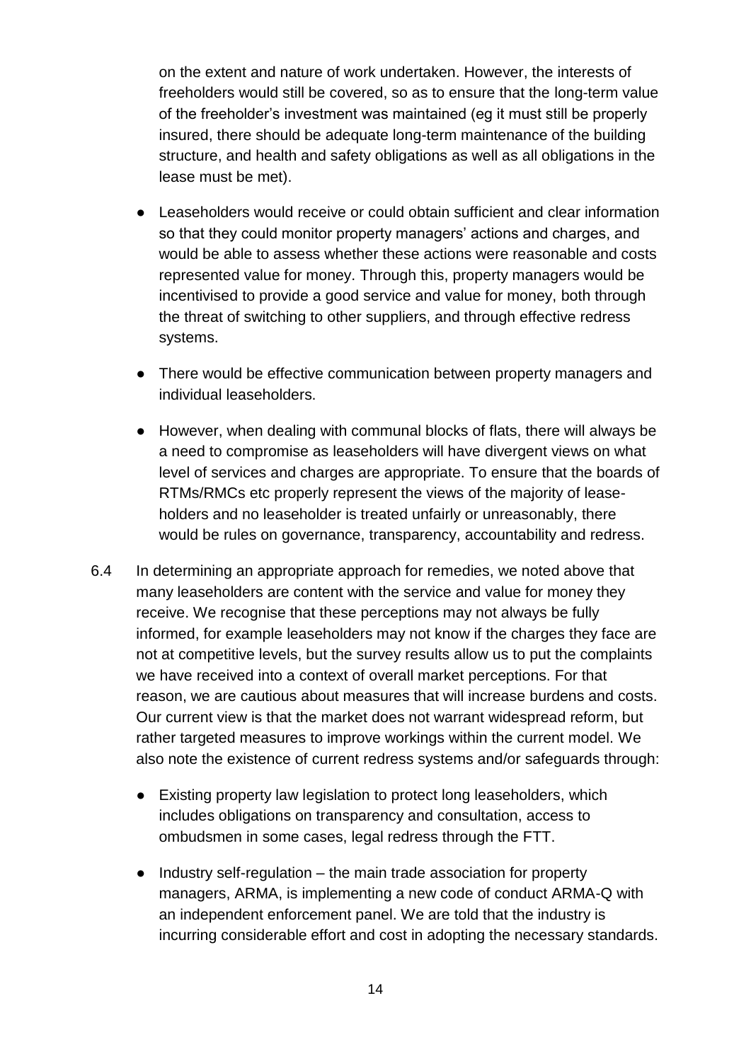on the extent and nature of work undertaken. However, the interests of freeholders would still be covered, so as to ensure that the long-term value of the freeholder's investment was maintained (eg it must still be properly insured, there should be adequate long-term maintenance of the building structure, and health and safety obligations as well as all obligations in the lease must be met).

- Leaseholders would receive or could obtain sufficient and clear information so that they could monitor property managers' actions and charges, and would be able to assess whether these actions were reasonable and costs represented value for money. Through this, property managers would be incentivised to provide a good service and value for money, both through the threat of switching to other suppliers, and through effective redress systems.

- There would be effective communication between property managers and individual leaseholders.

- However, when dealing with communal blocks of flats, there will always be a need to compromise as leaseholders will have divergent views on what level of services and charges are appropriate. To ensure that the boards of RTMs/RMCs etc properly represent the views of the majority of lease-holders and no leaseholder is treated unfairly or unreasonably, there would be rules on governance, transparency, accountability and redress.

6.4 In determining an appropriate approach for remedies, we noted above that many leaseholders are content with the service and value for money they receive. We recognise that these perceptions may not always be fully informed, for example leaseholders may not know if the charges they face are not at competitive levels, but the survey results allow us to put the complaints we have received into a context of overall market perceptions. For that reason, we are cautious about measures that will increase burdens and costs. Our current view is that the market does not warrant widespread reform, but rather targeted measures to improve workings within the current model. We also note the existence of current redress systems and/or safeguards through:

- Existing property law legislation to protect long leaseholders, which includes obligations on transparency and consultation, access to ombudsmen in some cases, legal redress through the FTT.

- Industry self-regulation – the main trade association for property managers, ARMA, is implementing a new code of conduct ARMA-Q with an independent enforcement panel. We are told that the industry is incurring considerable effort and cost in adopting the necessary standards.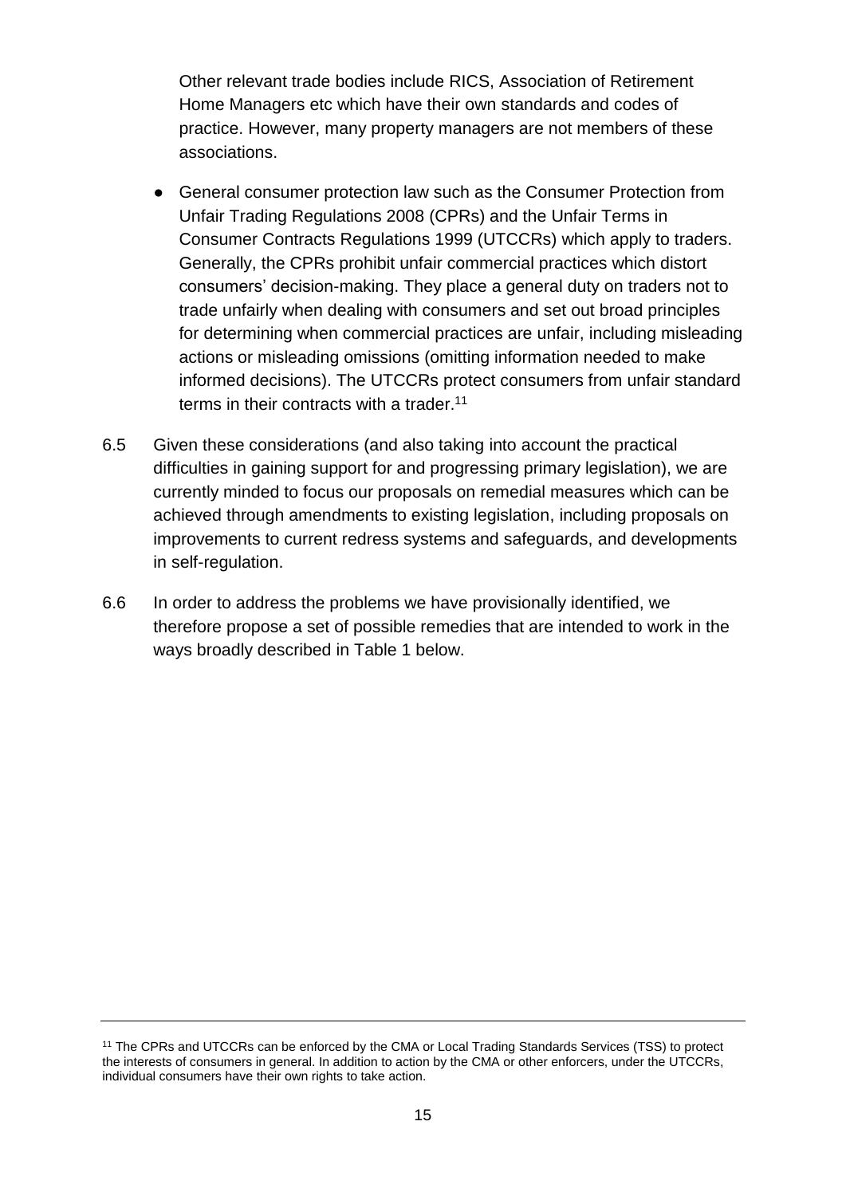Other relevant trade bodies include RICS, Association of Retirement Home Managers etc which have their own standards and codes of practice. However, many property managers are not members of these associations.

- General consumer protection law such as the Consumer Protection from Unfair Trading Regulations 2008 (CPRs) and the Unfair Terms in Consumer Contracts Regulations 1999 (UTCCRs) which apply to traders. Generally, the CPRs prohibit unfair commercial practices which distort consumers' decision-making. They place a general duty on traders not to trade unfairly when dealing with consumers and set out broad principles for determining when commercial practices are unfair, including misleading actions or misleading omissions (omitting information needed to make informed decisions). The UTCCRs protect consumers from unfair standard terms in their contracts with a trader.[11]

6.5 Given these considerations (and also taking into account the practical difficulties in gaining support for and progressing primary legislation), we are currently minded to focus our proposals on remedial measures which can be achieved through amendments to existing legislation, including proposals on improvements to current redress systems and safeguards, and developments in self-regulation.

6.6 In order to address the problems we have provisionally identified, we therefore propose a set of possible remedies that are intended to work in the ways broadly described in Table 1 below.

---

[11] The CPRs and UTCCRs can be enforced by the CMA or Local Trading Standards Services (TSS) to protect the interests of consumers in general. In addition to action by the CMA or other enforcers, under the UTCCRs, individual consumers have their own rights to take action.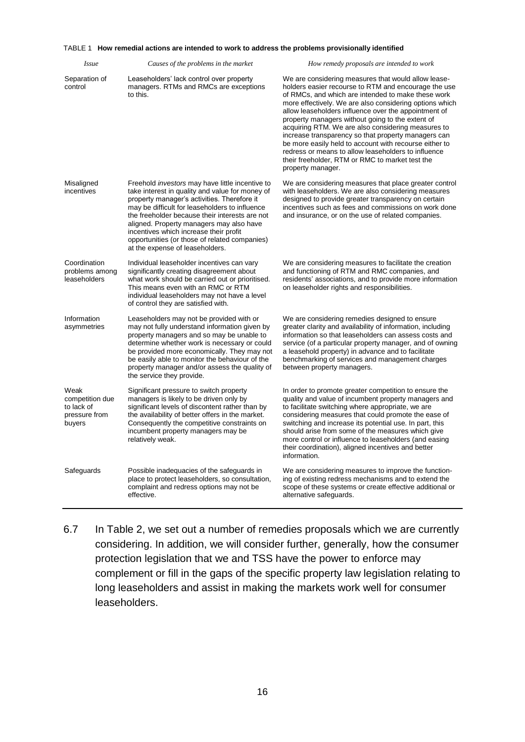TABLE 1 **How remedial actions are intended to work to address the problems provisionally identified**

| *Issue* | *Causes of the problems in the market* | *How remedy proposals are intended to work* |
|---|---|---|
| Separation of control | Leaseholders' lack control over property managers. RTMs and RMCs are exceptions to this. | We are considering measures that would allow leaseholders easier recourse to RTM and encourage the use of RMCs, and which are intended to make these work more effectively. We are also considering options which allow leaseholders influence over the appointment of property managers without going to the extent of acquiring RTM. We are also considering measures to increase transparency so that property managers can be more easily held to account with recourse either to redress or means to allow leaseholders to influence their freeholder, RTM or RMC to market test the property manager. |
| Misaligned incentives | Freehold *investors* may have little incentive to take interest in quality and value for money of property manager's activities. Therefore it may be difficult for leaseholders to influence the freeholder because their interests are not aligned. Property managers may also have incentives which increase their profit opportunities (or those of related companies) at the expense of leaseholders. | We are considering measures that place greater control with leaseholders. We are also considering measures designed to provide greater transparency on certain incentives such as fees and commissions on work done and insurance, or on the use of related companies. |
| Coordination problems among leaseholders | Individual leaseholder incentives can vary significantly creating disagreement about what work should be carried out or prioritised. This means even with an RMC or RTM individual leaseholders may not have a level of control they are satisfied with. | We are considering measures to facilitate the creation and functioning of RTM and RMC companies, and residents' associations, and to provide more information on leaseholder rights and responsibilities. |
| Information asymmetries | Leaseholders may not be provided with or may not fully understand information given by property managers and so may be unable to determine whether work is necessary or could be provided more economically. They may not be easily able to monitor the behaviour of the property manager and/or assess the quality of the service they provide. | We are considering remedies designed to ensure greater clarity and availability of information, including information so that leaseholders can assess costs and service (of a particular property manager, and of owning a leasehold property) in advance and to facilitate benchmarking of services and management charges between property managers. |
| Weak competition due to lack of pressure from buyers | Significant pressure to switch property managers is likely to be driven only by significant levels of discontent rather than by the availability of better offers in the market. Consequently the competitive constraints on incumbent property managers may be relatively weak. | In order to promote greater competition to ensure the quality and value of incumbent property managers and to facilitate switching where appropriate, we are considering measures that could promote the ease of switching and increase its potential use. In part, this should arise from some of the measures which give more control or influence to leaseholders (and easing their coordination), aligned incentives and better information. |
| Safeguards | Possible inadequacies of the safeguards in place to protect leaseholders, so consultation, complaint and redress options may not be effective. | We are considering measures to improve the functioning of existing redress mechanisms and to extend the scope of these systems or create effective additional or alternative safeguards. |

6.7 In Table 2, we set out a number of remedies proposals which we are currently considering. In addition, we will consider further, generally, how the consumer protection legislation that we and TSS have the power to enforce may complement or fill in the gaps of the specific property law legislation relating to long leaseholders and assist in making the markets work well for consumer leaseholders.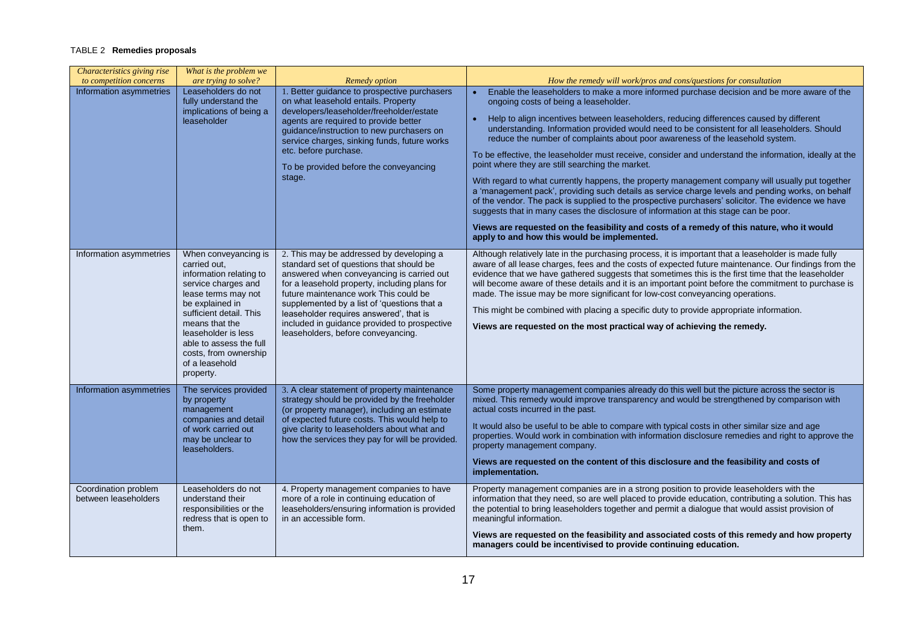TABLE 2 **Remedies proposals**

| *Characteristics giving rise to competition concerns* | *What is the problem we are trying to solve?* | *Remedy option* | *How the remedy will work/pros and cons/questions for consultation* |
|---|---|---|---|
| Information asymmetries | Leaseholders do not fully understand the implications of being a leaseholder | 1. Better guidance to prospective purchasers on what leasehold entails. Property developers/leaseholder/freeholder/estate agents are required to provide better guidance/instruction to new purchasers on service charges, sinking funds, future works etc. before purchase.<br><br>To be provided before the conveyancing stage. | • Enable the leaseholders to make a more informed purchase decision and be more aware of the ongoing costs of being a leaseholder.<br>• Help to align incentives between leaseholders, reducing differences caused by different understanding. Information provided would need to be consistent for all leaseholders. Should reduce the number of complaints about poor awareness of the leasehold system.<br><br>To be effective, the leaseholder must receive, consider and understand the information, ideally at the point where they are still searching the market.<br><br>With regard to what currently happens, the property management company will usually put together a 'management pack', providing such details as service charge levels and pending works, on behalf of the vendor. The pack is supplied to the prospective purchasers' solicitor. The evidence we have suggests that in many cases the disclosure of information at this stage can be poor.<br><br>**Views are requested on the feasibility and costs of a remedy of this nature, who it would apply to and how this would be implemented.** |
| Information asymmetries | When conveyancing is carried out, information relating to service charges and lease terms may not be explained in sufficient detail. This means that the leaseholder is less able to assess the full costs, from ownership of a leasehold property. | 2. This may be addressed by developing a standard set of questions that should be answered when conveyancing is carried out for a leasehold property, including plans for future maintenance work This could be supplemented by a list of 'questions that a leaseholder requires answered', that is included in guidance provided to prospective leaseholders, before conveyancing. | Although relatively late in the purchasing process, it is important that a leaseholder is made fully aware of all lease charges, fees and the costs of expected future maintenance. Our findings from the evidence that we have gathered suggests that sometimes this is the first time that the leaseholder will become aware of these details and it is an important point before the commitment to purchase is made. The issue may be more significant for low-cost conveyancing operations.<br><br>This might be combined with placing a specific duty to provide appropriate information.<br><br>**Views are requested on the most practical way of achieving the remedy.** |
| Information asymmetries | The services provided by property management companies and detail of work carried out may be unclear to leaseholders. | 3. A clear statement of property maintenance strategy should be provided by the freeholder (or property manager), including an estimate of expected future costs. This would help to give clarity to leaseholders about what and how the services they pay for will be provided. | Some property management companies already do this well but the picture across the sector is mixed. This remedy would improve transparency and would be strengthened by comparison with actual costs incurred in the past.<br><br>It would also be useful to be able to compare with typical costs in other similar size and age properties. Would work in combination with information disclosure remedies and right to approve the property management company.<br><br>**Views are requested on the content of this disclosure and the feasibility and costs of implementation.** |
| Coordination problem between leaseholders | Leaseholders do not understand their responsibilities or the redress that is open to them. | 4. Property management companies to have more of a role in continuing education of leaseholders/ensuring information is provided in an accessible form. | Property management companies are in a strong position to provide leaseholders with the information that they need, so are well placed to provide education, contributing a solution. This has the potential to bring leaseholders together and permit a dialogue that would assist provision of meaningful information.<br><br>**Views are requested on the feasibility and associated costs of this remedy and how property managers could be incentivised to provide continuing education.** |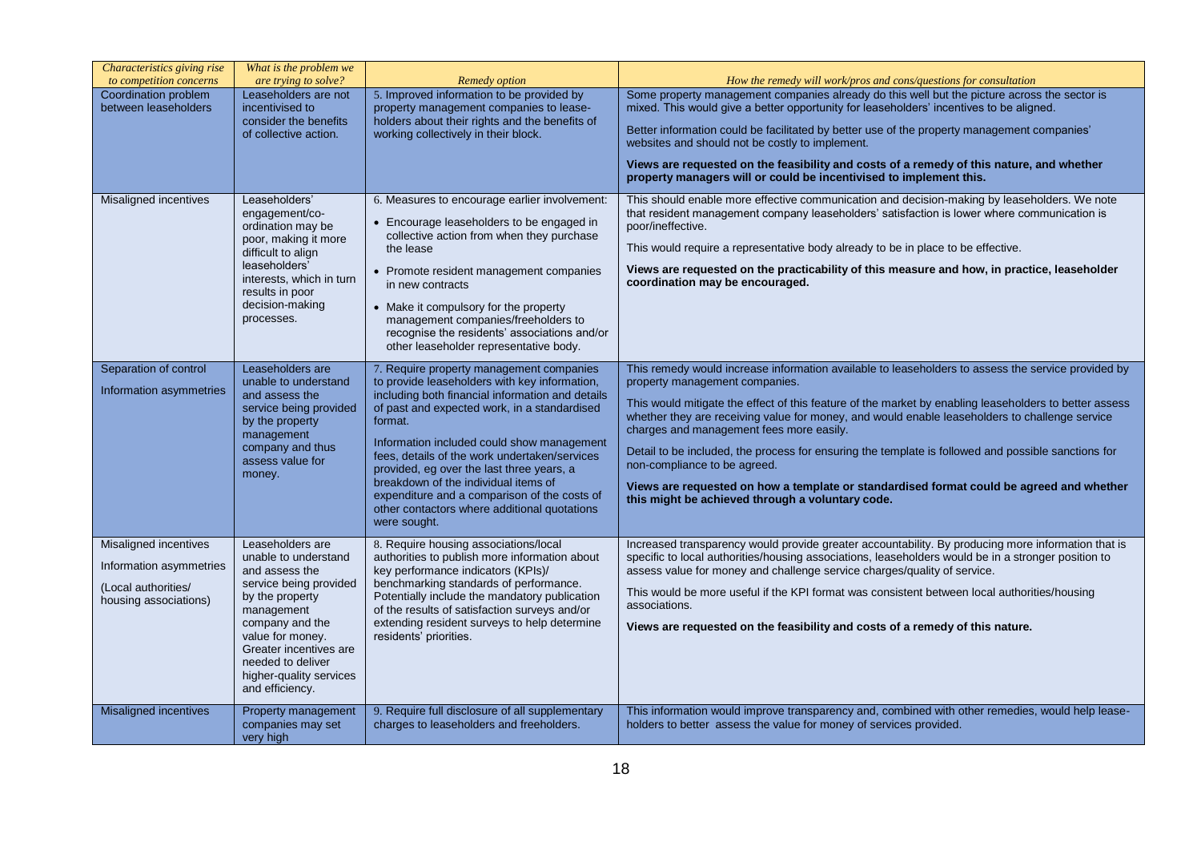| *Characteristics giving rise to competition concerns* | *What is the problem we are trying to solve?* | *Remedy option* | *How the remedy will work/pros and cons/questions for consultation* |
|---|---|---|---|
| Coordination problem between leaseholders | Leaseholders are not incentivised to consider the benefits of collective action. | 5. Improved information to be provided by property management companies to leaseholders about their rights and the benefits of working collectively in their block. | Some property management companies already do this well but the picture across the sector is mixed. This would give a better opportunity for leaseholders' incentives to be aligned.<br><br>Better information could be facilitated by better use of the property management companies' websites and should not be costly to implement.<br><br>**Views are requested on the feasibility and costs of a remedy of this nature, and whether property managers will or could be incentivised to implement this.** |
| Misaligned incentives | Leaseholders' engagement/co-ordination may be poor, making it more difficult to align leaseholders' interests, which in turn results in poor decision-making processes. | 6. Measures to encourage earlier involvement:<br><br>• Encourage leaseholders to be engaged in collective action from when they purchase the lease<br><br>• Promote resident management companies in new contracts<br><br>• Make it compulsory for the property management companies/freeholders to recognise the residents' associations and/or other leaseholder representative body. | This should enable more effective communication and decision-making by leaseholders. We note that resident management company leaseholders' satisfaction is lower where communication is poor/ineffective.<br><br>This would require a representative body already to be in place to be effective.<br><br>**Views are requested on the practicability of this measure and how, in practice, leaseholder coordination may be encouraged.** |
| Separation of control<br><br>Information asymmetries | Leaseholders are unable to understand and assess the service being provided by the property management company and thus assess value for money. | 7. Require property management companies to provide leaseholders with key information, including both financial information and details of past and expected work, in a standardised format.<br><br>Information included could show management fees, details of the work undertaken/services provided, eg over the last three years, a breakdown of the individual items of expenditure and a comparison of the costs of other contactors where additional quotations were sought. | This remedy would increase information available to leaseholders to assess the service provided by property management companies.<br><br>This would mitigate the effect of this feature of the market by enabling leaseholders to better assess whether they are receiving value for money, and would enable leaseholders to challenge service charges and management fees more easily.<br><br>Detail to be included, the process for ensuring the template is followed and possible sanctions for non-compliance to be agreed.<br><br>**Views are requested on how a template or standardised format could be agreed and whether this might be achieved through a voluntary code.** |
| Misaligned incentives<br><br>Information asymmetries<br><br>(Local authorities/ housing associations) | Leaseholders are unable to understand and assess the service being provided by the property management company and the value for money. Greater incentives are needed to deliver higher-quality services and efficiency. | 8. Require housing associations/local authorities to publish more information about key performance indicators (KPIs)/ benchmarking standards of performance. Potentially include the mandatory publication of the results of satisfaction surveys and/or extending resident surveys to help determine residents' priorities. | Increased transparency would provide greater accountability. By producing more information that is specific to local authorities/housing associations, leaseholders would be in a stronger position to assess value for money and challenge service charges/quality of service.<br><br>This would be more useful if the KPI format was consistent between local authorities/housing associations.<br><br>**Views are requested on the feasibility and costs of a remedy of this nature.** |
| Misaligned incentives | Property management companies may set very high | 9. Require full disclosure of all supplementary charges to leaseholders and freeholders. | This information would improve transparency and, combined with other remedies, would help leaseholders to better assess the value for money of services provided. |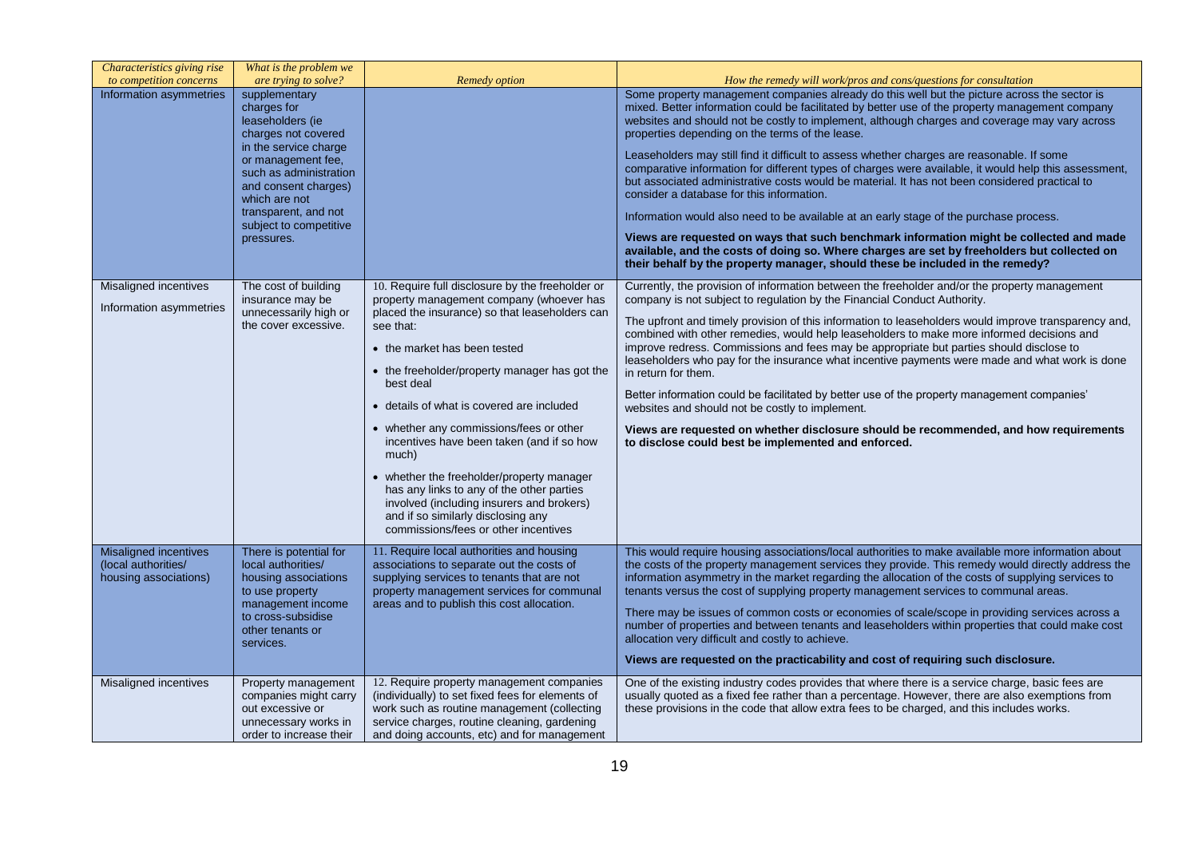| *Characteristics giving rise to competition concerns* | *What is the problem we are trying to solve?* | *Remedy option* | *How the remedy will work/pros and cons/questions for consultation* |
|---|---|---|---|
| Information asymmetries | supplementary charges for leaseholders (ie charges not covered in the service charge or management fee, such as administration and consent charges) which are not transparent, and not subject to competitive pressures. | | Some property management companies already do this well but the picture across the sector is mixed. Better information could be facilitated by better use of the property management company websites and should not be costly to implement, although charges and coverage may vary across properties depending on the terms of the lease.<br><br>Leaseholders may still find it difficult to assess whether charges are reasonable. If some comparative information for different types of charges were available, it would help this assessment, but associated administrative costs would be material. It has not been considered practical to consider a database for this information.<br><br>Information would also need to be available at an early stage of the purchase process.<br><br>**Views are requested on ways that such benchmark information might be collected and made available, and the costs of doing so. Where charges are set by freeholders but collected on their behalf by the property manager, should these be included in the remedy?** |
| Misaligned incentives<br><br>Information asymmetries | The cost of building insurance may be unnecessarily high or the cover excessive. | 10. Require full disclosure by the freeholder or property management company (whoever has placed the insurance) so that leaseholders can see that:<br><br>• the market has been tested<br><br>• the freeholder/property manager has got the best deal<br><br>• details of what is covered are included<br><br>• whether any commissions/fees or other incentives have been taken (and if so how much)<br><br>• whether the freeholder/property manager has any links to any of the other parties involved (including insurers and brokers) and if so similarly disclosing any commissions/fees or other incentives | Currently, the provision of information between the freeholder and/or the property management company is not subject to regulation by the Financial Conduct Authority.<br><br>The upfront and timely provision of this information to leaseholders would improve transparency and, combined with other remedies, would help leaseholders to make more informed decisions and improve redress. Commissions and fees may be appropriate but parties should disclose to leaseholders who pay for the insurance what incentive payments were made and what work is done in return for them.<br><br>Better information could be facilitated by better use of the property management companies' websites and should not be costly to implement.<br><br>**Views are requested on whether disclosure should be recommended, and how requirements to disclose could best be implemented and enforced.** |
| Misaligned incentives (local authorities/ housing associations) | There is potential for local authorities/ housing associations to use property management income to cross-subsidise other tenants or services. | 11. Require local authorities and housing associations to separate out the costs of supplying services to tenants that are not property management services for communal areas and to publish this cost allocation. | This would require housing associations/local authorities to make available more information about the costs of the property management services they provide. This remedy would directly address the information asymmetry in the market regarding the allocation of the costs of supplying services to tenants versus the cost of supplying property management services to communal areas.<br><br>There may be issues of common costs or economies of scale/scope in providing services across a number of properties and between tenants and leaseholders within properties that could make cost allocation very difficult and costly to achieve.<br><br>**Views are requested on the practicability and cost of requiring such disclosure.** |
| Misaligned incentives | Property management companies might carry out excessive or unnecessary works in order to increase their | 12. Require property management companies (individually) to set fixed fees for elements of work such as routine management (collecting service charges, routine cleaning, gardening and doing accounts, etc) and for management | One of the existing industry codes provides that where there is a service charge, basic fees are usually quoted as a fixed fee rather than a percentage. However, there are also exemptions from these provisions in the code that allow extra fees to be charged, and this includes works. |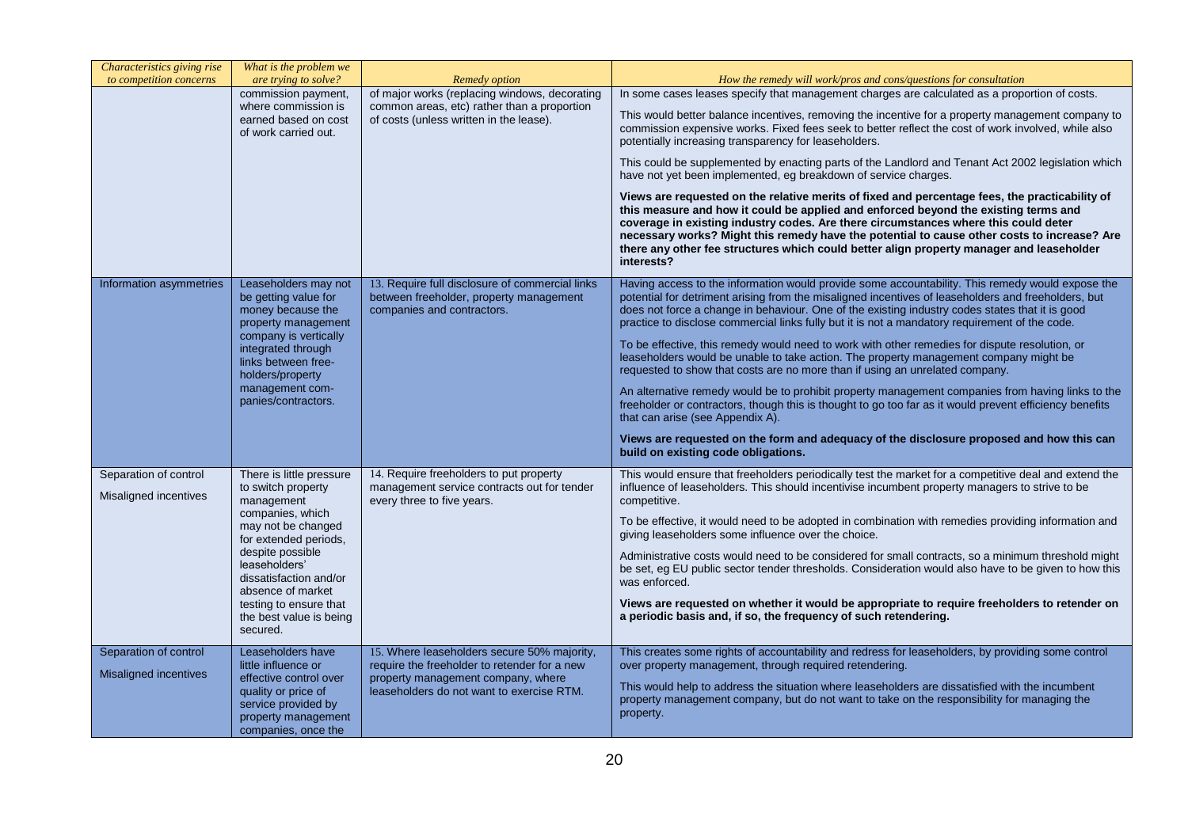| *Characteristics giving rise to competition concerns* | *What is the problem we are trying to solve?* | *Remedy option* | *How the remedy will work/pros and cons/questions for consultation* |
|---|---|---|---|
| | commission payment, where commission is earned based on cost of work carried out. | of major works (replacing windows, decorating common areas, etc) rather than a proportion of costs (unless written in the lease). | In some cases leases specify that management charges are calculated as a proportion of costs.<br><br>This would better balance incentives, removing the incentive for a property management company to commission expensive works. Fixed fees seek to better reflect the cost of work involved, while also potentially increasing transparency for leaseholders.<br><br>This could be supplemented by enacting parts of the Landlord and Tenant Act 2002 legislation which have not yet been implemented, eg breakdown of service charges.<br><br>**Views are requested on the relative merits of fixed and percentage fees, the practicability of this measure and how it could be applied and enforced beyond the existing terms and coverage in existing industry codes. Are there circumstances where this could deter necessary works? Might this remedy have the potential to cause other costs to increase? Are there any other fee structures which could better align property manager and leaseholder interests?** |
| Information asymmetries | Leaseholders may not be getting value for money because the property management company is vertically integrated through links between free-holders/property management com-panies/contractors. | 13. Require full disclosure of commercial links between freeholder, property management companies and contractors. | Having access to the information would provide some accountability. This remedy would expose the potential for detriment arising from the misaligned incentives of leaseholders and freeholders, but does not force a change in behaviour. One of the existing industry codes states that it is good practice to disclose commercial links fully but it is not a mandatory requirement of the code.<br><br>To be effective, this remedy would need to work with other remedies for dispute resolution, or leaseholders would be unable to take action. The property management company might be requested to show that costs are no more than if using an unrelated company.<br><br>An alternative remedy would be to prohibit property management companies from having links to the freeholder or contractors, though this is thought to go too far as it would prevent efficiency benefits that can arise (see Appendix A).<br><br>**Views are requested on the form and adequacy of the disclosure proposed and how this can build on existing code obligations.** |
| Separation of control<br><br>Misaligned incentives | There is little pressure to switch property management companies, which may not be changed for extended periods, despite possible leaseholders' dissatisfaction and/or absence of market testing to ensure that the best value is being secured. | 14. Require freeholders to put property management service contracts out for tender every three to five years. | This would ensure that freeholders periodically test the market for a competitive deal and extend the influence of leaseholders. This should incentivise incumbent property managers to strive to be competitive.<br><br>To be effective, it would need to be adopted in combination with remedies providing information and giving leaseholders some influence over the choice.<br><br>Administrative costs would need to be considered for small contracts, so a minimum threshold might be set, eg EU public sector tender thresholds. Consideration would also have to be given to how this was enforced.<br><br>**Views are requested on whether it would be appropriate to require freeholders to retender on a periodic basis and, if so, the frequency of such retendering.** |
| Separation of control<br><br>Misaligned incentives | Leaseholders have little influence or effective control over quality or price of service provided by property management companies, once the | 15. Where leaseholders secure 50% majority, require the freeholder to retender for a new property management company, where leaseholders do not want to exercise RTM. | This creates some rights of accountability and redress for leaseholders, by providing some control over property management, through required retendering.<br><br>This would help to address the situation where leaseholders are dissatisfied with the incumbent property management company, but do not want to take on the responsibility for managing the property. |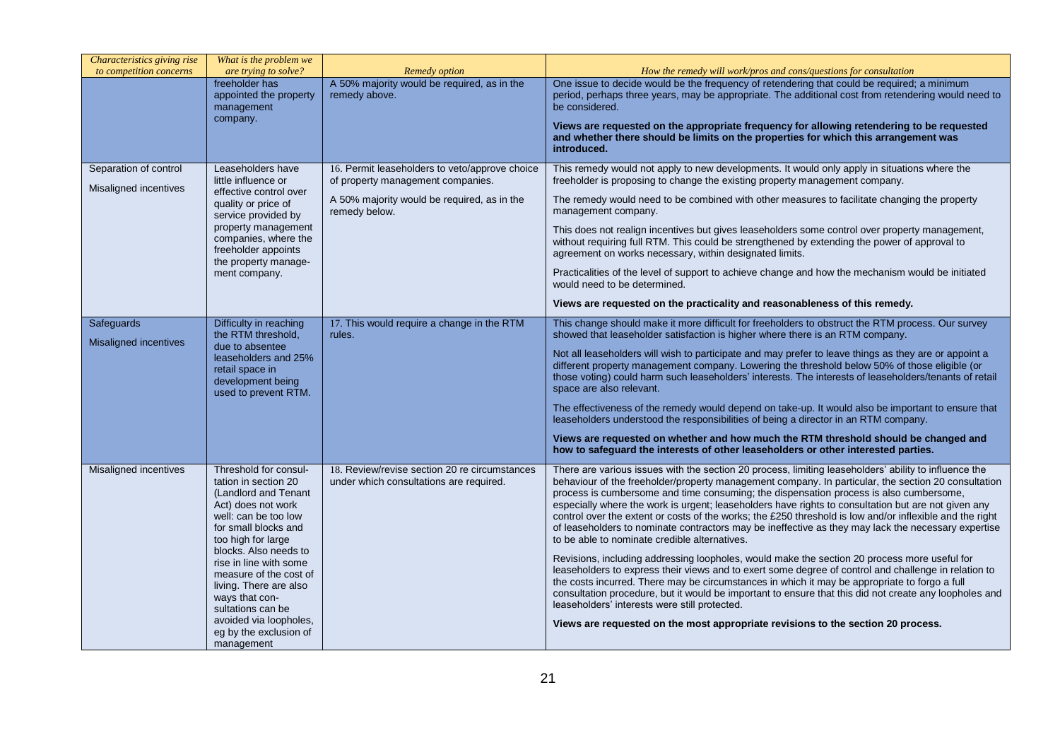| *Characteristics giving rise to competition concerns* | *What is the problem we are trying to solve?* | *Remedy option* | *How the remedy will work/pros and cons/questions for consultation* |
|---|---|---|---|
| | freeholder has appointed the property management company. | A 50% majority would be required, as in the remedy above. | One issue to decide would be the frequency of retendering that could be required; a minimum period, perhaps three years, may be appropriate. The additional cost from retendering would need to be considered.<br><br>**Views are requested on the appropriate frequency for allowing retendering to be requested and whether there should be limits on the properties for which this arrangement was introduced.** |
| Separation of control<br><br>Misaligned incentives | Leaseholders have little influence or effective control over quality or price of service provided by property management companies, where the freeholder appoints the property manage-ment company. | 16. Permit leaseholders to veto/approve choice of property management companies.<br><br>A 50% majority would be required, as in the remedy below. | This remedy would not apply to new developments. It would only apply in situations where the freeholder is proposing to change the existing property management company.<br><br>The remedy would need to be combined with other measures to facilitate changing the property management company.<br><br>This does not realign incentives but gives leaseholders some control over property management, without requiring full RTM. This could be strengthened by extending the power of approval to agreement on works necessary, within designated limits.<br><br>Practicalities of the level of support to achieve change and how the mechanism would be initiated would need to be determined.<br><br>**Views are requested on the practicality and reasonableness of this remedy.** |
| Safeguards<br><br>Misaligned incentives | Difficulty in reaching the RTM threshold, due to absentee leaseholders and 25% retail space in development being used to prevent RTM. | 17. This would require a change in the RTM rules. | This change should make it more difficult for freeholders to obstruct the RTM process. Our survey showed that leaseholder satisfaction is higher where there is an RTM company.<br><br>Not all leaseholders will wish to participate and may prefer to leave things as they are or appoint a different property management company. Lowering the threshold below 50% of those eligible (or those voting) could harm such leaseholders' interests. The interests of leaseholders/tenants of retail space are also relevant.<br><br>The effectiveness of the remedy would depend on take-up. It would also be important to ensure that leaseholders understood the responsibilities of being a director in an RTM company.<br><br>**Views are requested on whether and how much the RTM threshold should be changed and how to safeguard the interests of other leaseholders or other interested parties.** |
| Misaligned incentives | Threshold for consul-tation in section 20 (Landlord and Tenant Act) does not work well: can be too low for small blocks and too high for large blocks. Also needs to rise in line with some measure of the cost of living. There are also ways that con-sultations can be avoided via loopholes, eg by the exclusion of management | 18. Review/revise section 20 re circumstances under which consultations are required. | There are various issues with the section 20 process, limiting leaseholders' ability to influence the behaviour of the freeholder/property management company. In particular, the section 20 consultation process is cumbersome and time consuming; the dispensation process is also cumbersome, especially where the work is urgent; leaseholders have rights to consultation but are not given any control over the extent or costs of the works; the £250 threshold is low and/or inflexible and the right of leaseholders to nominate contractors may be ineffective as they may lack the necessary expertise to be able to nominate credible alternatives.<br><br>Revisions, including addressing loopholes, would make the section 20 process more useful for leaseholders to express their views and to exert some degree of control and challenge in relation to the costs incurred. There may be circumstances in which it may be appropriate to forgo a full consultation procedure, but it would be important to ensure that this did not create any loopholes and leaseholders' interests were still protected.<br><br>**Views are requested on the most appropriate revisions to the section 20 process.** |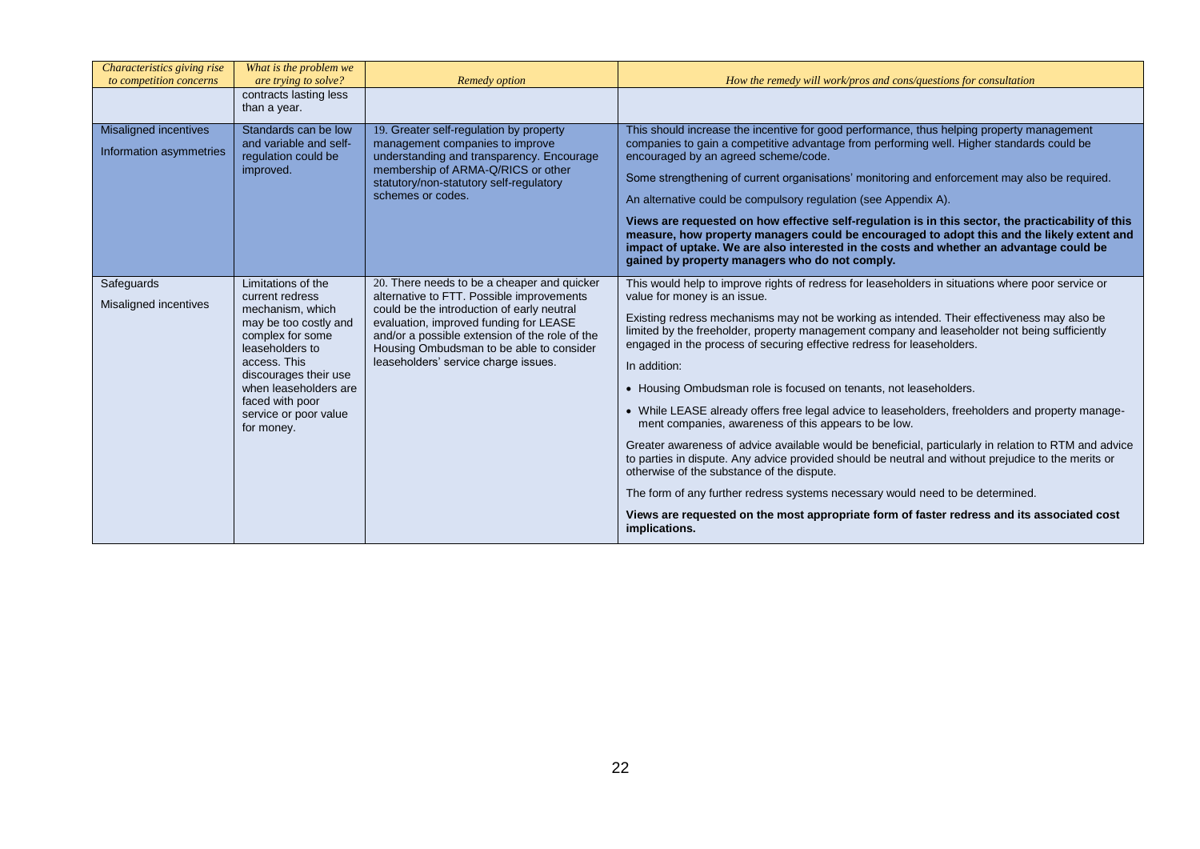| *Characteristics giving rise to competition concerns* | *What is the problem we are trying to solve?* | *Remedy option* | *How the remedy will work/pros and cons/questions for consultation* |
|---|---|---|---|
| | contracts lasting less than a year. | | |
| Misaligned incentives<br><br>Information asymmetries | Standards can be low and variable and self-regulation could be improved. | 19. Greater self-regulation by property management companies to improve understanding and transparency. Encourage membership of ARMA-Q/RICS or other statutory/non-statutory self-regulatory schemes or codes. | This should increase the incentive for good performance, thus helping property management companies to gain a competitive advantage from performing well. Higher standards could be encouraged by an agreed scheme/code.<br><br>Some strengthening of current organisations' monitoring and enforcement may also be required.<br><br>An alternative could be compulsory regulation (see Appendix A).<br><br>**Views are requested on how effective self-regulation is in this sector, the practicability of this measure, how property managers could be encouraged to adopt this and the likely extent and impact of uptake. We are also interested in the costs and whether an advantage could be gained by property managers who do not comply.** |
| Safeguards<br><br>Misaligned incentives | Limitations of the current redress mechanism, which may be too costly and complex for some leaseholders to access. This discourages their use when leaseholders are faced with poor service or poor value for money. | 20. There needs to be a cheaper and quicker alternative to FTT. Possible improvements could be the introduction of early neutral evaluation, improved funding for LEASE and/or a possible extension of the role of the Housing Ombudsman to be able to consider leaseholders' service charge issues. | This would help to improve rights of redress for leaseholders in situations where poor service or value for money is an issue.<br><br>Existing redress mechanisms may not be working as intended. Their effectiveness may also be limited by the freeholder, property management company and leaseholder not being sufficiently engaged in the process of securing effective redress for leaseholders.<br><br>In addition:<br><br>• Housing Ombudsman role is focused on tenants, not leaseholders.<br><br>• While LEASE already offers free legal advice to leaseholders, freeholders and property management companies, awareness of this appears to be low.<br><br>Greater awareness of advice available would be beneficial, particularly in relation to RTM and advice to parties in dispute. Any advice provided should be neutral and without prejudice to the merits or otherwise of the substance of the dispute.<br><br>The form of any further redress systems necessary would need to be determined.<br><br>**Views are requested on the most appropriate form of faster redress and its associated cost implications.** |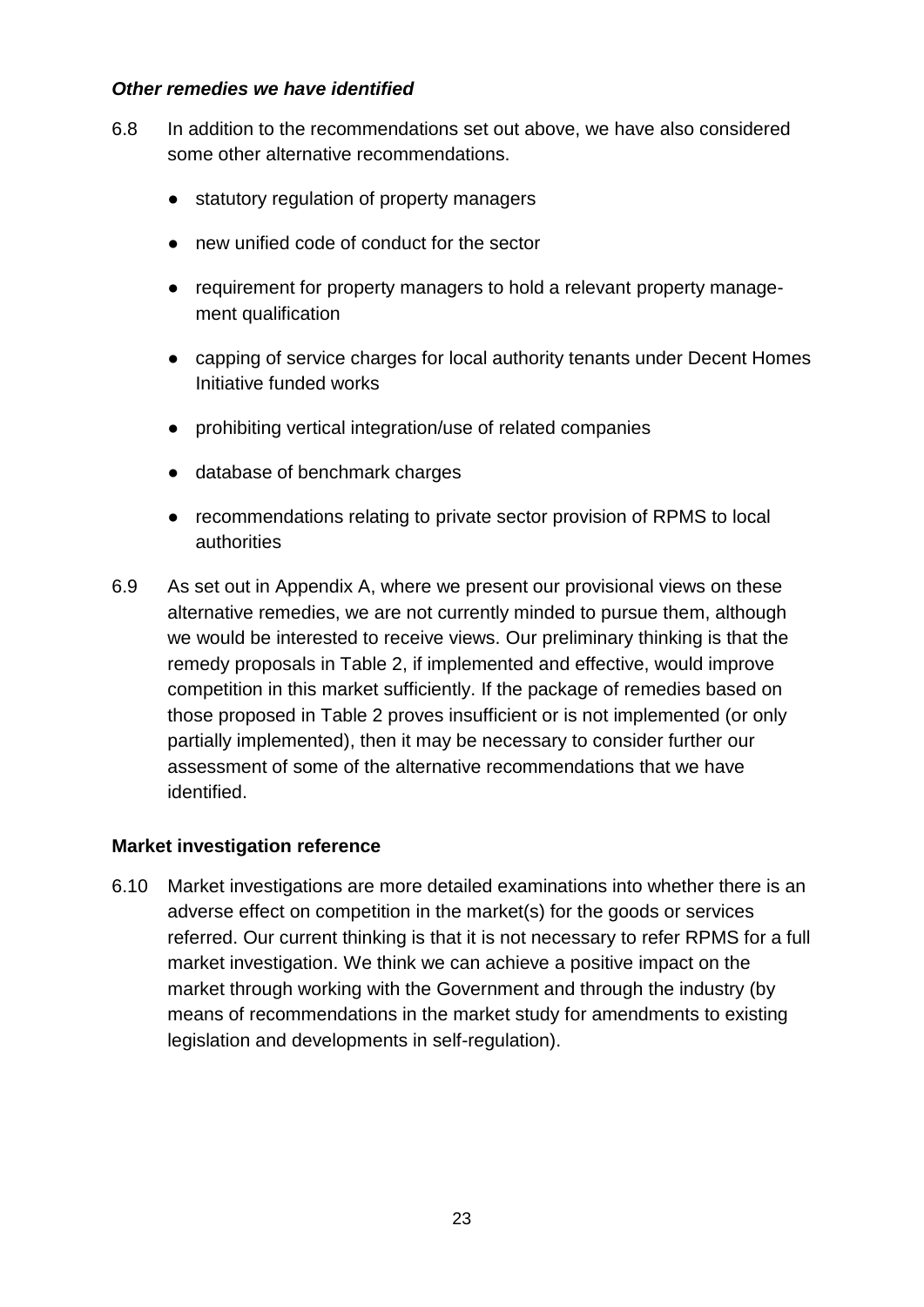### *Other remedies we have identified*

6.8 In addition to the recommendations set out above, we have also considered some other alternative recommendations.

- statutory regulation of property managers
- new unified code of conduct for the sector
- requirement for property managers to hold a relevant property management qualification
- capping of service charges for local authority tenants under Decent Homes Initiative funded works
- prohibiting vertical integration/use of related companies
- database of benchmark charges
- recommendations relating to private sector provision of RPMS to local authorities

6.9 As set out in Appendix A, where we present our provisional views on these alternative remedies, we are not currently minded to pursue them, although we would be interested to receive views. Our preliminary thinking is that the remedy proposals in Table 2, if implemented and effective, would improve competition in this market sufficiently. If the package of remedies based on those proposed in Table 2 proves insufficient or is not implemented (or only partially implemented), then it may be necessary to consider further our assessment of some of the alternative recommendations that we have identified.

### Market investigation reference

6.10 Market investigations are more detailed examinations into whether there is an adverse effect on competition in the market(s) for the goods or services referred. Our current thinking is that it is not necessary to refer RPMS for a full market investigation. We think we can achieve a positive impact on the market through working with the Government and through the industry (by means of recommendations in the market study for amendments to existing legislation and developments in self-regulation).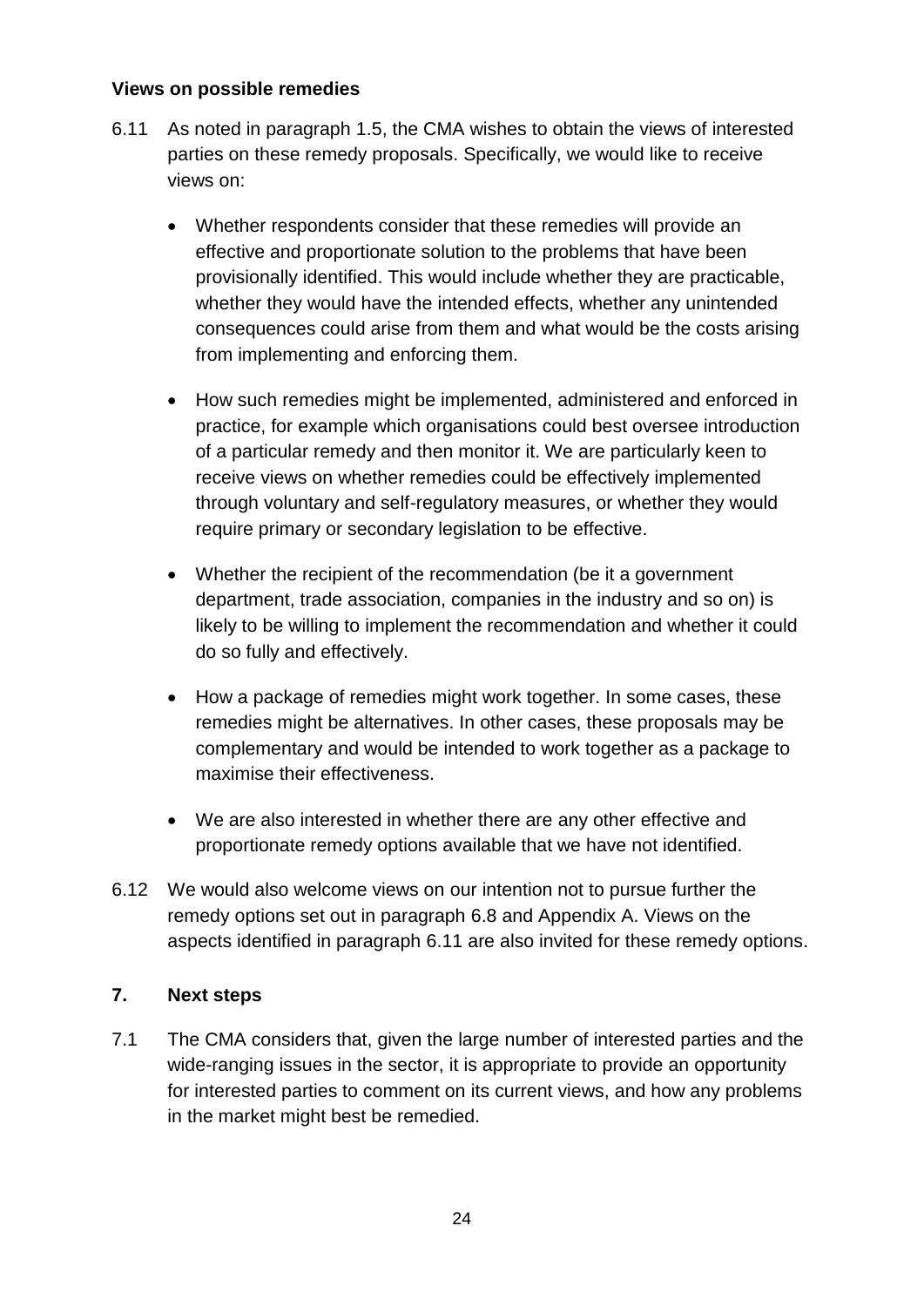**Views on possible remedies**

6.11 As noted in paragraph 1.5, the CMA wishes to obtain the views of interested parties on these remedy proposals. Specifically, we would like to receive views on:

- Whether respondents consider that these remedies will provide an effective and proportionate solution to the problems that have been provisionally identified. This would include whether they are practicable, whether they would have the intended effects, whether any unintended consequences could arise from them and what would be the costs arising from implementing and enforcing them.

- How such remedies might be implemented, administered and enforced in practice, for example which organisations could best oversee introduction of a particular remedy and then monitor it. We are particularly keen to receive views on whether remedies could be effectively implemented through voluntary and self-regulatory measures, or whether they would require primary or secondary legislation to be effective.

- Whether the recipient of the recommendation (be it a government department, trade association, companies in the industry and so on) is likely to be willing to implement the recommendation and whether it could do so fully and effectively.

- How a package of remedies might work together. In some cases, these remedies might be alternatives. In other cases, these proposals may be complementary and would be intended to work together as a package to maximise their effectiveness.

- We are also interested in whether there are any other effective and proportionate remedy options available that we have not identified.

6.12 We would also welcome views on our intention not to pursue further the remedy options set out in paragraph 6.8 and Appendix A. Views on the aspects identified in paragraph 6.11 are also invited for these remedy options.

## 7. Next steps

7.1 The CMA considers that, given the large number of interested parties and the wide-ranging issues in the sector, it is appropriate to provide an opportunity for interested parties to comment on its current views, and how any problems in the market might best be remedied.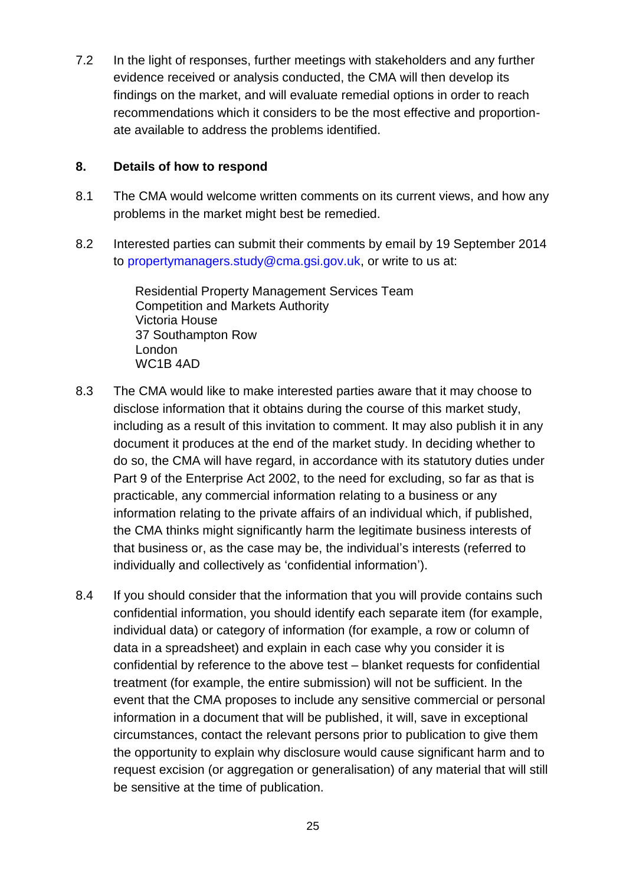7.2 In the light of responses, further meetings with stakeholders and any further evidence received or analysis conducted, the CMA will then develop its findings on the market, and will evaluate remedial options in order to reach recommendations which it considers to be the most effective and proportionate available to address the problems identified.

## 8. Details of how to respond

8.1 The CMA would welcome written comments on its current views, and how any problems in the market might best be remedied.

8.2 Interested parties can submit their comments by email by 19 September 2014 to propertymanagers.study@cma.gsi.gov.uk, or write to us at:

> Residential Property Management Services Team
> Competition and Markets Authority
> Victoria House
> 37 Southampton Row
> London
> WC1B 4AD

8.3 The CMA would like to make interested parties aware that it may choose to disclose information that it obtains during the course of this market study, including as a result of this invitation to comment. It may also publish it in any document it produces at the end of the market study. In deciding whether to do so, the CMA will have regard, in accordance with its statutory duties under Part 9 of the Enterprise Act 2002, to the need for excluding, so far as that is practicable, any commercial information relating to a business or any information relating to the private affairs of an individual which, if published, the CMA thinks might significantly harm the legitimate business interests of that business or, as the case may be, the individual's interests (referred to individually and collectively as 'confidential information').

8.4 If you should consider that the information that you will provide contains such confidential information, you should identify each separate item (for example, individual data) or category of information (for example, a row or column of data in a spreadsheet) and explain in each case why you consider it is confidential by reference to the above test – blanket requests for confidential treatment (for example, the entire submission) will not be sufficient. In the event that the CMA proposes to include any sensitive commercial or personal information in a document that will be published, it will, save in exceptional circumstances, contact the relevant persons prior to publication to give them the opportunity to explain why disclosure would cause significant harm and to request excision (or aggregation or generalisation) of any material that will still be sensitive at the time of publication.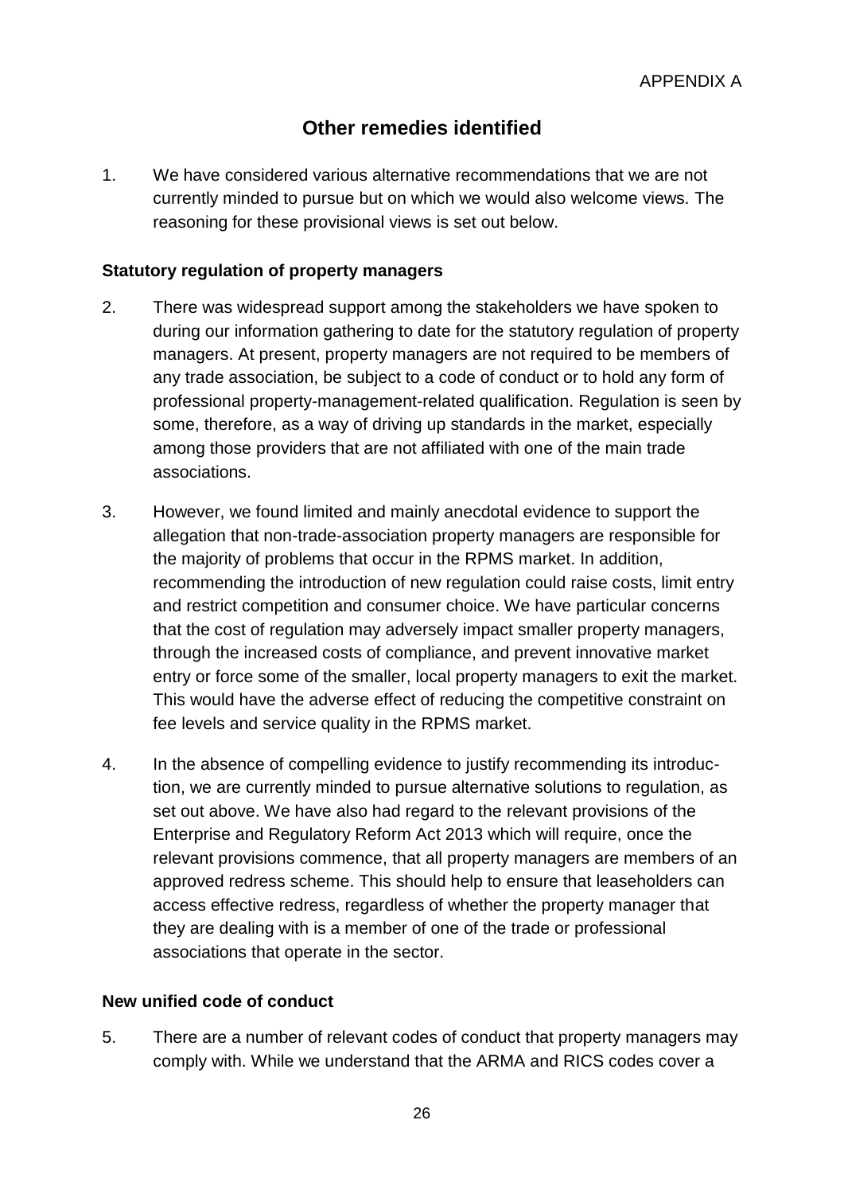APPENDIX A

# Other remedies identified

1. We have considered various alternative recommendations that we are not currently minded to pursue but on which we would also welcome views. The reasoning for these provisional views is set out below.

## Statutory regulation of property managers

2. There was widespread support among the stakeholders we have spoken to during our information gathering to date for the statutory regulation of property managers. At present, property managers are not required to be members of any trade association, be subject to a code of conduct or to hold any form of professional property-management-related qualification. Regulation is seen by some, therefore, as a way of driving up standards in the market, especially among those providers that are not affiliated with one of the main trade associations.

3. However, we found limited and mainly anecdotal evidence to support the allegation that non-trade-association property managers are responsible for the majority of problems that occur in the RPMS market. In addition, recommending the introduction of new regulation could raise costs, limit entry and restrict competition and consumer choice. We have particular concerns that the cost of regulation may adversely impact smaller property managers, through the increased costs of compliance, and prevent innovative market entry or force some of the smaller, local property managers to exit the market. This would have the adverse effect of reducing the competitive constraint on fee levels and service quality in the RPMS market.

4. In the absence of compelling evidence to justify recommending its introduction, we are currently minded to pursue alternative solutions to regulation, as set out above. We have also had regard to the relevant provisions of the Enterprise and Regulatory Reform Act 2013 which will require, once the relevant provisions commence, that all property managers are members of an approved redress scheme. This should help to ensure that leaseholders can access effective redress, regardless of whether the property manager that they are dealing with is a member of one of the trade or professional associations that operate in the sector.

## New unified code of conduct

5. There are a number of relevant codes of conduct that property managers may comply with. While we understand that the ARMA and RICS codes cover a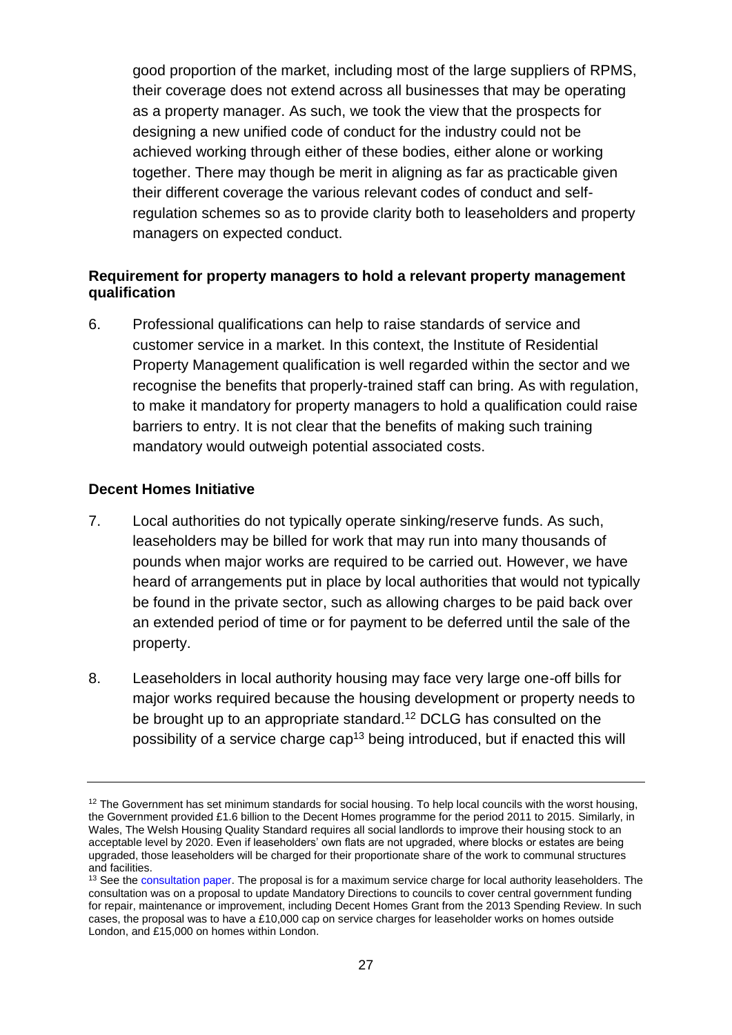good proportion of the market, including most of the large suppliers of RPMS, their coverage does not extend across all businesses that may be operating as a property manager. As such, we took the view that the prospects for designing a new unified code of conduct for the industry could not be achieved working through either of these bodies, either alone or working together. There may though be merit in aligning as far as practicable given their different coverage the various relevant codes of conduct and self-regulation schemes so as to provide clarity both to leaseholders and property managers on expected conduct.

**Requirement for property managers to hold a relevant property management qualification**

6. Professional qualifications can help to raise standards of service and customer service in a market. In this context, the Institute of Residential Property Management qualification is well regarded within the sector and we recognise the benefits that properly-trained staff can bring. As with regulation, to make it mandatory for property managers to hold a qualification could raise barriers to entry. It is not clear that the benefits of making such training mandatory would outweigh potential associated costs.

**Decent Homes Initiative**

7. Local authorities do not typically operate sinking/reserve funds. As such, leaseholders may be billed for work that may run into many thousands of pounds when major works are required to be carried out. However, we have heard of arrangements put in place by local authorities that would not typically be found in the private sector, such as allowing charges to be paid back over an extended period of time or for payment to be deferred until the sale of the property.

8. Leaseholders in local authority housing may face very large one-off bills for major works required because the housing development or property needs to be brought up to an appropriate standard.[12] DCLG has consulted on the possibility of a service charge cap[13] being introduced, but if enacted this will

---

[12] The Government has set minimum standards for social housing. To help local councils with the worst housing, the Government provided £1.6 billion to the Decent Homes programme for the period 2011 to 2015. Similarly, in Wales, The Welsh Housing Quality Standard requires all social landlords to improve their housing stock to an acceptable level by 2020. Even if leaseholders' own flats are not upgraded, where blocks or estates are being upgraded, those leaseholders will be charged for their proportionate share of the work to communal structures and facilities.

[13] See the consultation paper. The proposal is for a maximum service charge for local authority leaseholders. The consultation was on a proposal to update Mandatory Directions to councils to cover central government funding for repair, maintenance or improvement, including Decent Homes Grant from the 2013 Spending Review. In such cases, the proposal was to have a £10,000 cap on service charges for leaseholder works on homes outside London, and £15,000 on homes within London.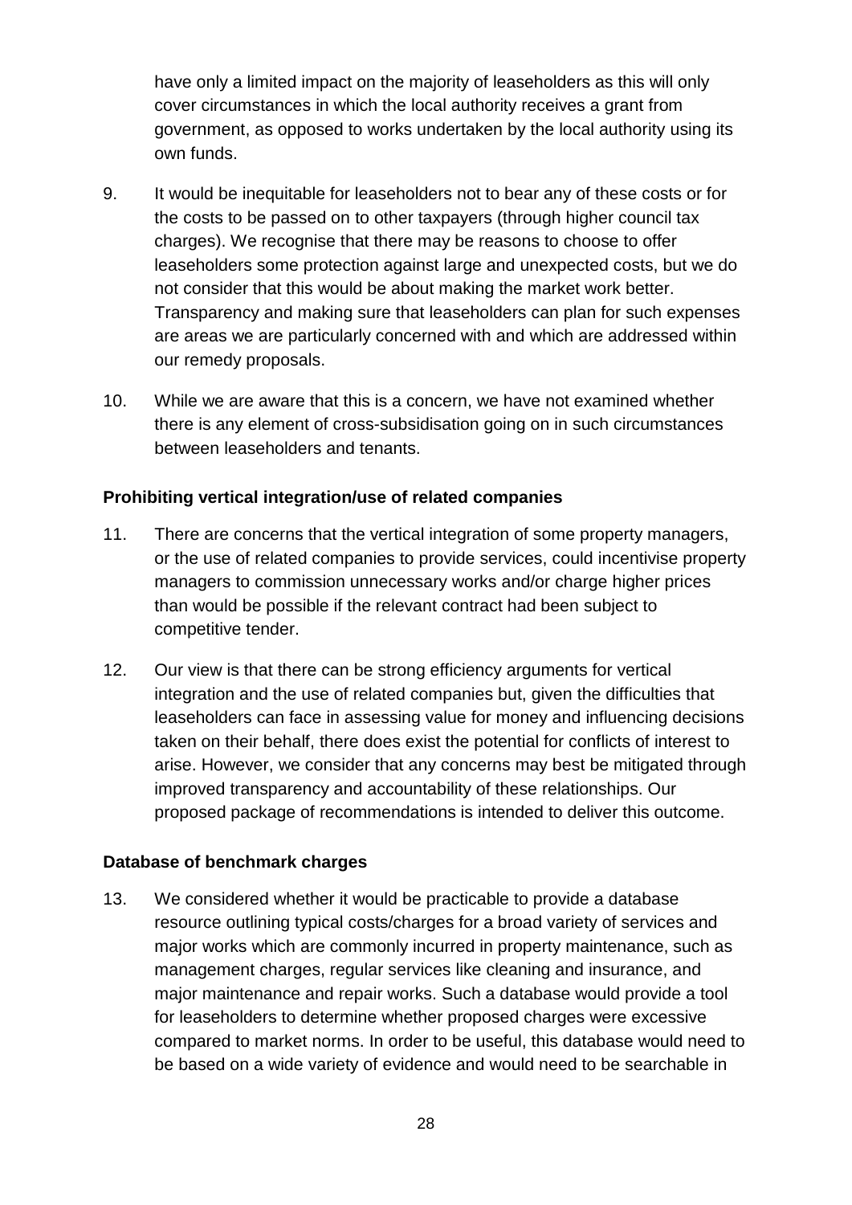have only a limited impact on the majority of leaseholders as this will only cover circumstances in which the local authority receives a grant from government, as opposed to works undertaken by the local authority using its own funds.

9. It would be inequitable for leaseholders not to bear any of these costs or for the costs to be passed on to other taxpayers (through higher council tax charges). We recognise that there may be reasons to choose to offer leaseholders some protection against large and unexpected costs, but we do not consider that this would be about making the market work better. Transparency and making sure that leaseholders can plan for such expenses are areas we are particularly concerned with and which are addressed within our remedy proposals.

10. While we are aware that this is a concern, we have not examined whether there is any element of cross-subsidisation going on in such circumstances between leaseholders and tenants.

**Prohibiting vertical integration/use of related companies**

11. There are concerns that the vertical integration of some property managers, or the use of related companies to provide services, could incentivise property managers to commission unnecessary works and/or charge higher prices than would be possible if the relevant contract had been subject to competitive tender.

12. Our view is that there can be strong efficiency arguments for vertical integration and the use of related companies but, given the difficulties that leaseholders can face in assessing value for money and influencing decisions taken on their behalf, there does exist the potential for conflicts of interest to arise. However, we consider that any concerns may best be mitigated through improved transparency and accountability of these relationships. Our proposed package of recommendations is intended to deliver this outcome.

**Database of benchmark charges**

13. We considered whether it would be practicable to provide a database resource outlining typical costs/charges for a broad variety of services and major works which are commonly incurred in property maintenance, such as management charges, regular services like cleaning and insurance, and major maintenance and repair works. Such a database would provide a tool for leaseholders to determine whether proposed charges were excessive compared to market norms. In order to be useful, this database would need to be based on a wide variety of evidence and would need to be searchable in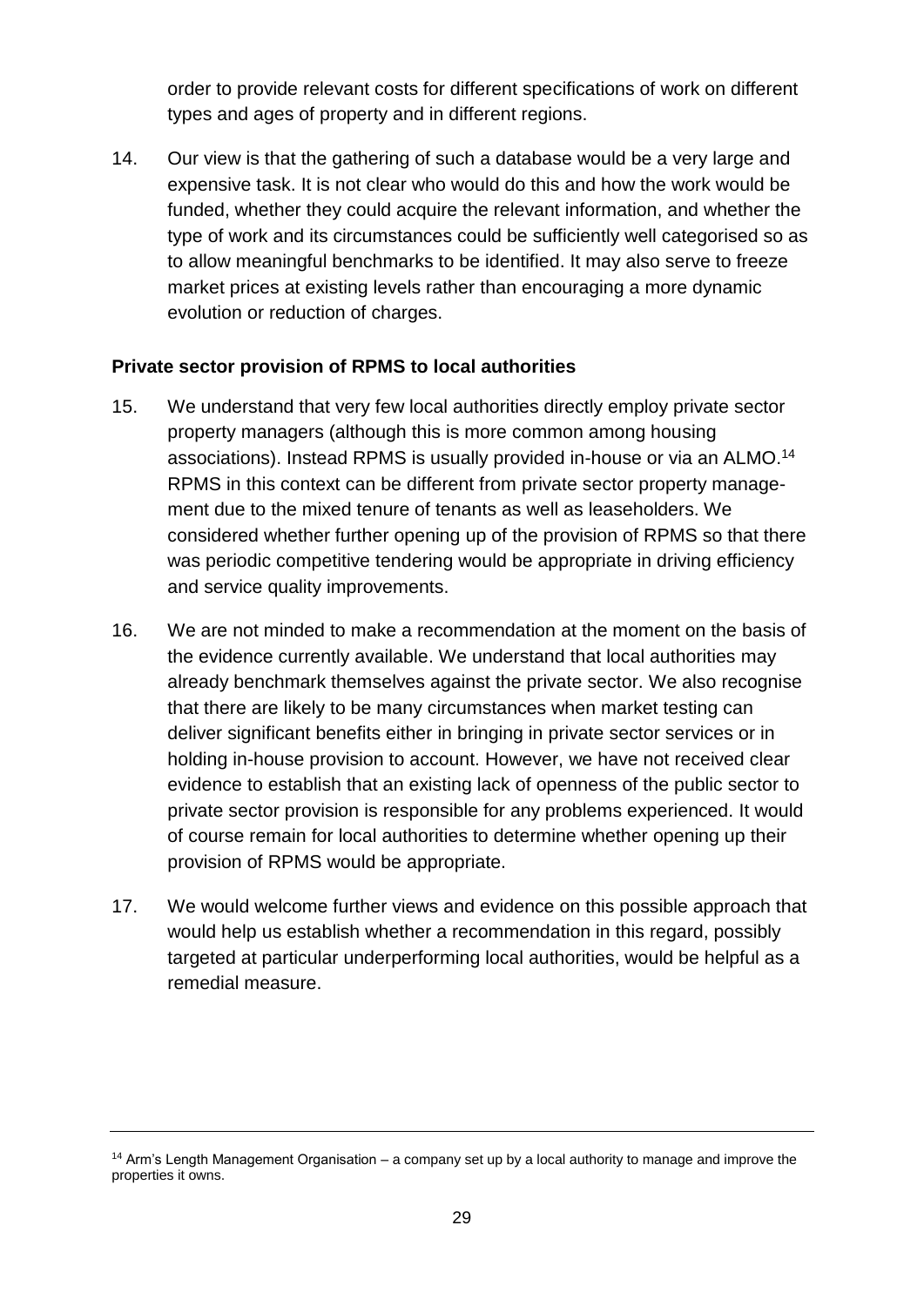order to provide relevant costs for different specifications of work on different types and ages of property and in different regions.

14. Our view is that the gathering of such a database would be a very large and expensive task. It is not clear who would do this and how the work would be funded, whether they could acquire the relevant information, and whether the type of work and its circumstances could be sufficiently well categorised so as to allow meaningful benchmarks to be identified. It may also serve to freeze market prices at existing levels rather than encouraging a more dynamic evolution or reduction of charges.

**Private sector provision of RPMS to local authorities**

15. We understand that very few local authorities directly employ private sector property managers (although this is more common among housing associations). Instead RPMS is usually provided in-house or via an ALMO.[14] RPMS in this context can be different from private sector property management due to the mixed tenure of tenants as well as leaseholders. We considered whether further opening up of the provision of RPMS so that there was periodic competitive tendering would be appropriate in driving efficiency and service quality improvements.

16. We are not minded to make a recommendation at the moment on the basis of the evidence currently available. We understand that local authorities may already benchmark themselves against the private sector. We also recognise that there are likely to be many circumstances when market testing can deliver significant benefits either in bringing in private sector services or in holding in-house provision to account. However, we have not received clear evidence to establish that an existing lack of openness of the public sector to private sector provision is responsible for any problems experienced. It would of course remain for local authorities to determine whether opening up their provision of RPMS would be appropriate.

17. We would welcome further views and evidence on this possible approach that would help us establish whether a recommendation in this regard, possibly targeted at particular underperforming local authorities, would be helpful as a remedial measure.

[14] Arm's Length Management Organisation – a company set up by a local authority to manage and improve the properties it owns.